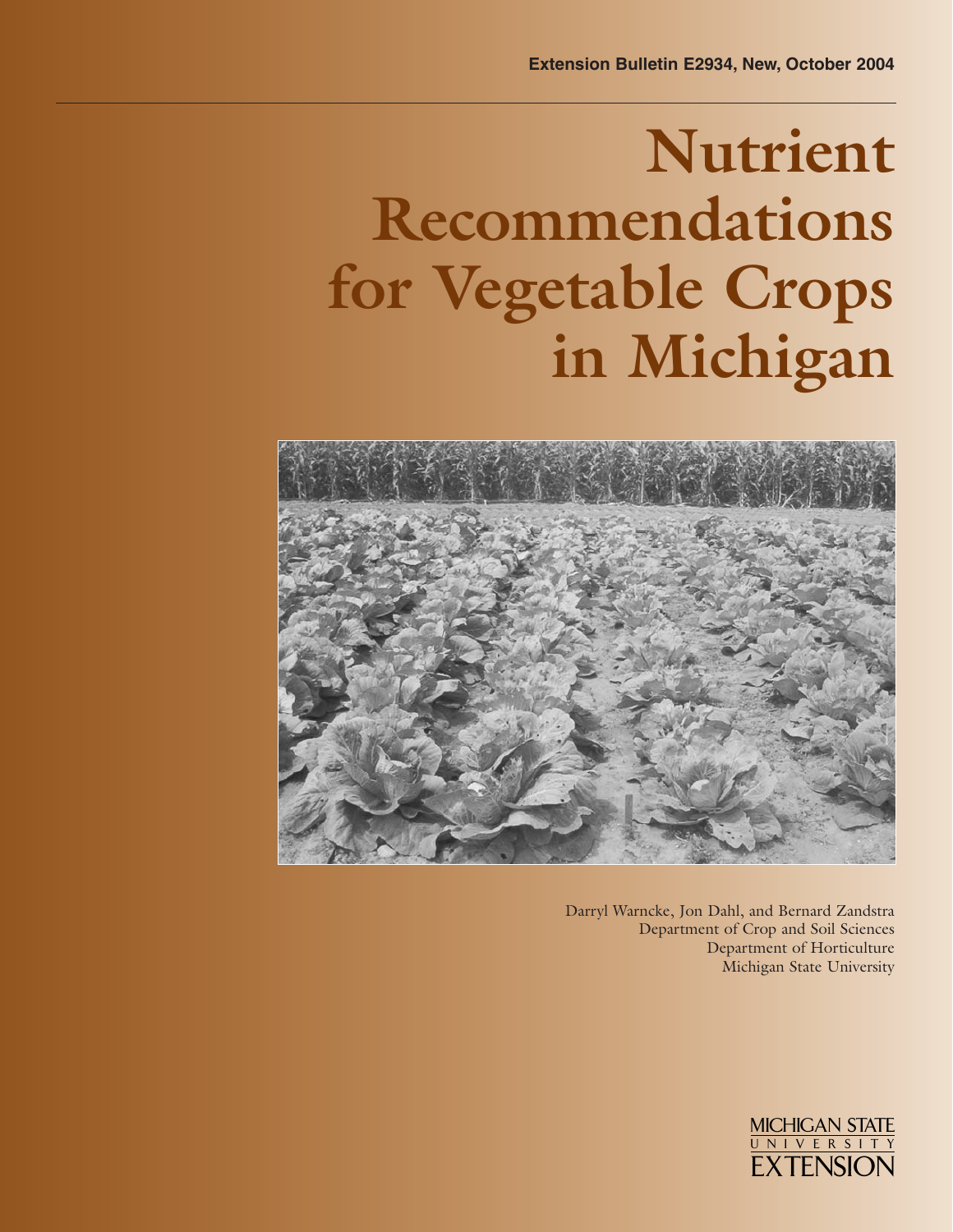Extension Bulletin E2934, New, October 2004

# Nutrient Recommendations for Vegetable Crops in Michigan

Darryl Warncke, Jon Dahl, and Bernard Zandstra
Department of Crop and Soil Sciences
Department of Horticulture
Michigan State University

MICHIGAN STATE UNIVERSITY EXTENSION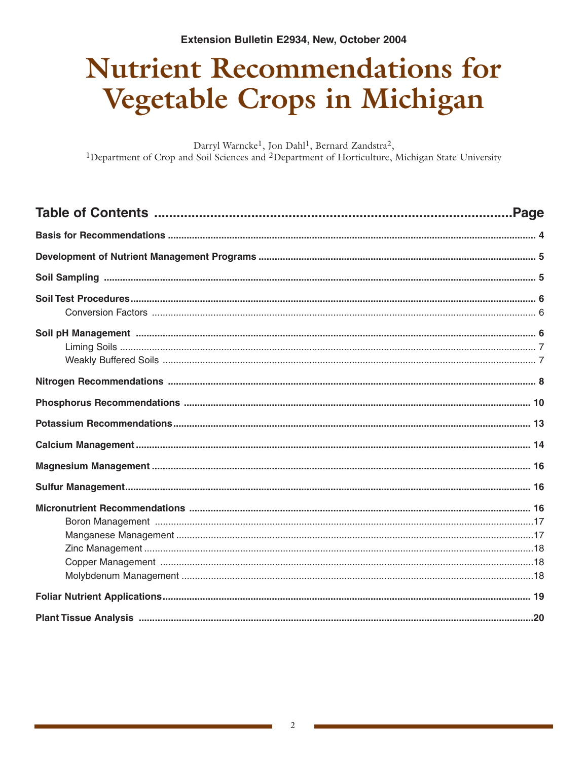Extension Bulletin E2934, New, October 2004

# Nutrient Recommendations for Vegetable Crops in Michigan

Darryl Warncke[1], Jon Dahl[1], Bernard Zandstra[2],
[1]Department of Crop and Soil Sciences and [2]Department of Horticulture, Michigan State University

## Table of Contents

| Section | Page |
|---|---|
| **Basis for Recommendations** | 4 |
| **Development of Nutrient Management Programs** | 5 |
| **Soil Sampling** | 5 |
| **Soil Test Procedures** | 6 |
| Conversion Factors | 6 |
| **Soil pH Management** | 6 |
| Liming Soils | 7 |
| Weakly Buffered Soils | 7 |
| **Nitrogen Recommendations** | 8 |
| **Phosphorus Recommendations** | 10 |
| **Potassium Recommendations** | 13 |
| **Calcium Management** | 14 |
| **Magnesium Management** | 16 |
| **Sulfur Management** | 16 |
| **Micronutrient Recommendations** | 16 |
| Boron Management | 17 |
| Manganese Management | 17 |
| Zinc Management | 18 |
| Copper Management | 18 |
| Molybdenum Management | 18 |
| **Foliar Nutrient Applications** | 19 |
| **Plant Tissue Analysis** | 20 |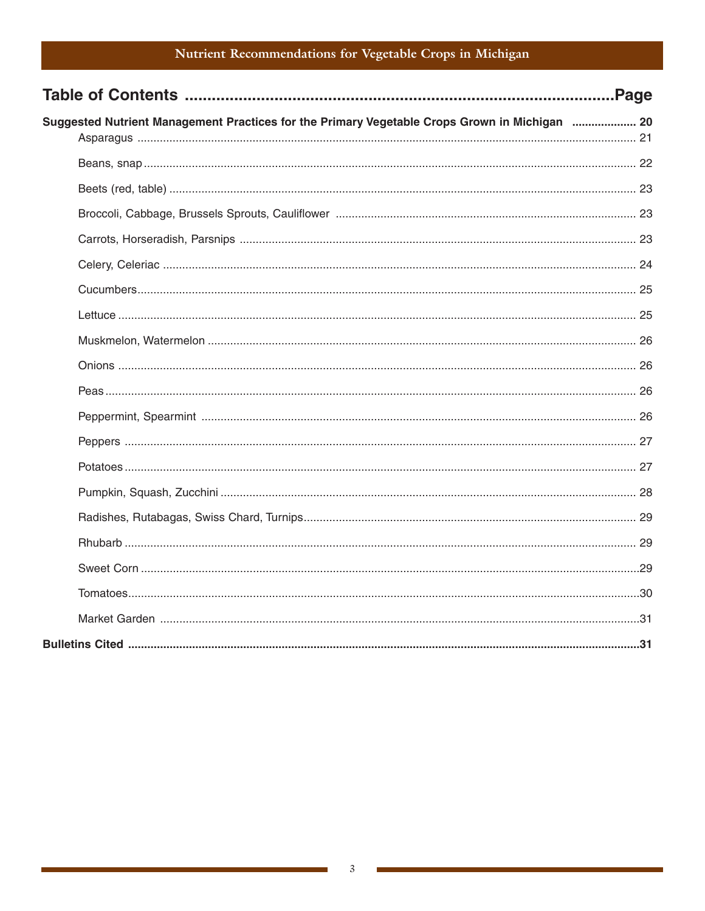## Table of Contents

| | Page |
|---|---|
| **Suggested Nutrient Management Practices for the Primary Vegetable Crops Grown in Michigan** | 20 |
| Asparagus | 21 |
| Beans, snap | 22 |
| Beets (red, table) | 23 |
| Broccoli, Cabbage, Brussels Sprouts, Cauliflower | 23 |
| Carrots, Horseradish, Parsnips | 23 |
| Celery, Celeriac | 24 |
| Cucumbers | 25 |
| Lettuce | 25 |
| Muskmelon, Watermelon | 26 |
| Onions | 26 |
| Peas | 26 |
| Peppermint, Spearmint | 26 |
| Peppers | 27 |
| Potatoes | 27 |
| Pumpkin, Squash, Zucchini | 28 |
| Radishes, Rutabagas, Swiss Chard, Turnips | 29 |
| Rhubarb | 29 |
| Sweet Corn | 29 |
| Tomatoes | 30 |
| Market Garden | 31 |
| **Bulletins Cited** | 31 |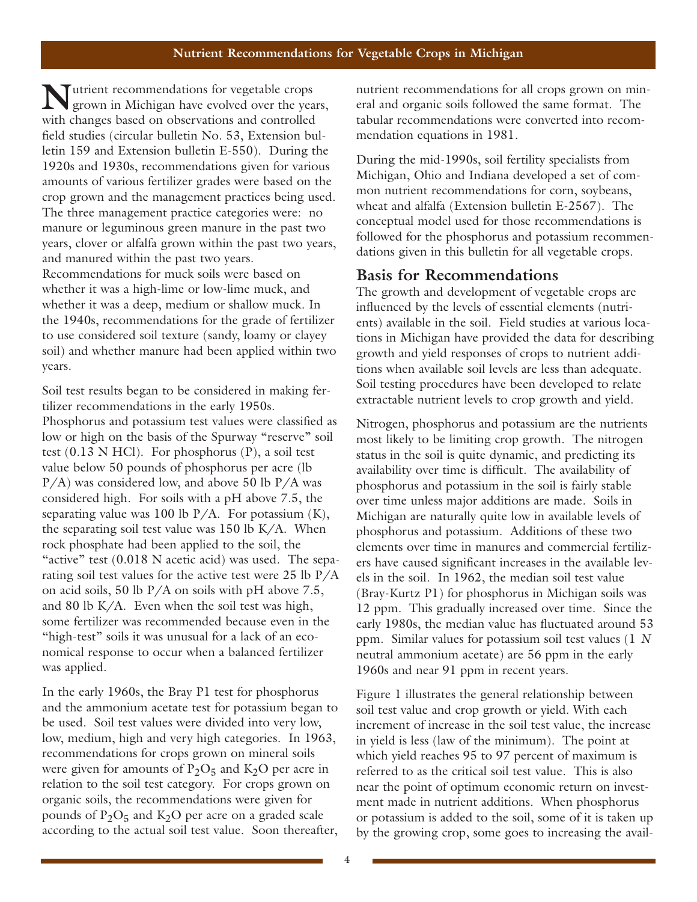Nutrient recommendations for vegetable crops grown in Michigan have evolved over the years, with changes based on observations and controlled field studies (circular bulletin No. 53, Extension bulletin 159 and Extension bulletin E-550). During the 1920s and 1930s, recommendations given for various amounts of various fertilizer grades were based on the crop grown and the management practices being used. The three management practice categories were: no manure or leguminous green manure in the past two years, clover or alfalfa grown within the past two years, and manured within the past two years. Recommendations for muck soils were based on whether it was a high-lime or low-lime muck, and whether it was a deep, medium or shallow muck. In the 1940s, recommendations for the grade of fertilizer to use considered soil texture (sandy, loamy or clayey soil) and whether manure had been applied within two years.

Soil test results began to be considered in making fertilizer recommendations in the early 1950s. Phosphorus and potassium test values were classified as low or high on the basis of the Spurway "reserve" soil test (0.13 N HCl). For phosphorus (P), a soil test value below 50 pounds of phosphorus per acre (lb P/A) was considered low, and above 50 lb P/A was considered high. For soils with a pH above 7.5, the separating value was 100 lb P/A. For potassium (K), the separating soil test value was 150 lb K/A. When rock phosphate had been applied to the soil, the "active" test (0.018 N acetic acid) was used. The separating soil test values for the active test were 25 lb P/A on acid soils, 50 lb P/A on soils with pH above 7.5, and 80 lb K/A. Even when the soil test was high, some fertilizer was recommended because even in the "high-test" soils it was unusual for a lack of an economical response to occur when a balanced fertilizer was applied.

In the early 1960s, the Bray P1 test for phosphorus and the ammonium acetate test for potassium began to be used. Soil test values were divided into very low, low, medium, high and very high categories. In 1963, recommendations for crops grown on mineral soils were given for amounts of $P_2O_5$ and $K_2O$ per acre in relation to the soil test category. For crops grown on organic soils, the recommendations were given for pounds of $P_2O_5$ and $K_2O$ per acre on a graded scale according to the actual soil test value. Soon thereafter, nutrient recommendations for all crops grown on mineral and organic soils followed the same format. The tabular recommendations were converted into recommendation equations in 1981.

During the mid-1990s, soil fertility specialists from Michigan, Ohio and Indiana developed a set of common nutrient recommendations for corn, soybeans, wheat and alfalfa (Extension bulletin E-2567). The conceptual model used for those recommendations is followed for the phosphorus and potassium recommendations given in this bulletin for all vegetable crops.

## Basis for Recommendations

The growth and development of vegetable crops are influenced by the levels of essential elements (nutrients) available in the soil. Field studies at various locations in Michigan have provided the data for describing growth and yield responses of crops to nutrient additions when available soil levels are less than adequate. Soil testing procedures have been developed to relate extractable nutrient levels to crop growth and yield.

Nitrogen, phosphorus and potassium are the nutrients most likely to be limiting crop growth. The nitrogen status in the soil is quite dynamic, and predicting its availability over time is difficult. The availability of phosphorus and potassium in the soil is fairly stable over time unless major additions are made. Soils in Michigan are naturally quite low in available levels of phosphorus and potassium. Additions of these two elements over time in manures and commercial fertilizers have caused significant increases in the available levels in the soil. In 1962, the median soil test value (Bray-Kurtz P1) for phosphorus in Michigan soils was 12 ppm. This gradually increased over time. Since the early 1980s, the median value has fluctuated around 53 ppm. Similar values for potassium soil test values (1 *N* neutral ammonium acetate) are 56 ppm in the early 1960s and near 91 ppm in recent years.

Figure 1 illustrates the general relationship between soil test value and crop growth or yield. With each increment of increase in the soil test value, the increase in yield is less (law of the minimum). The point at which yield reaches 95 to 97 percent of maximum is referred to as the critical soil test value. This is also near the point of optimum economic return on investment made in nutrient additions. When phosphorus or potassium is added to the soil, some of it is taken up by the growing crop, some goes to increasing the avail-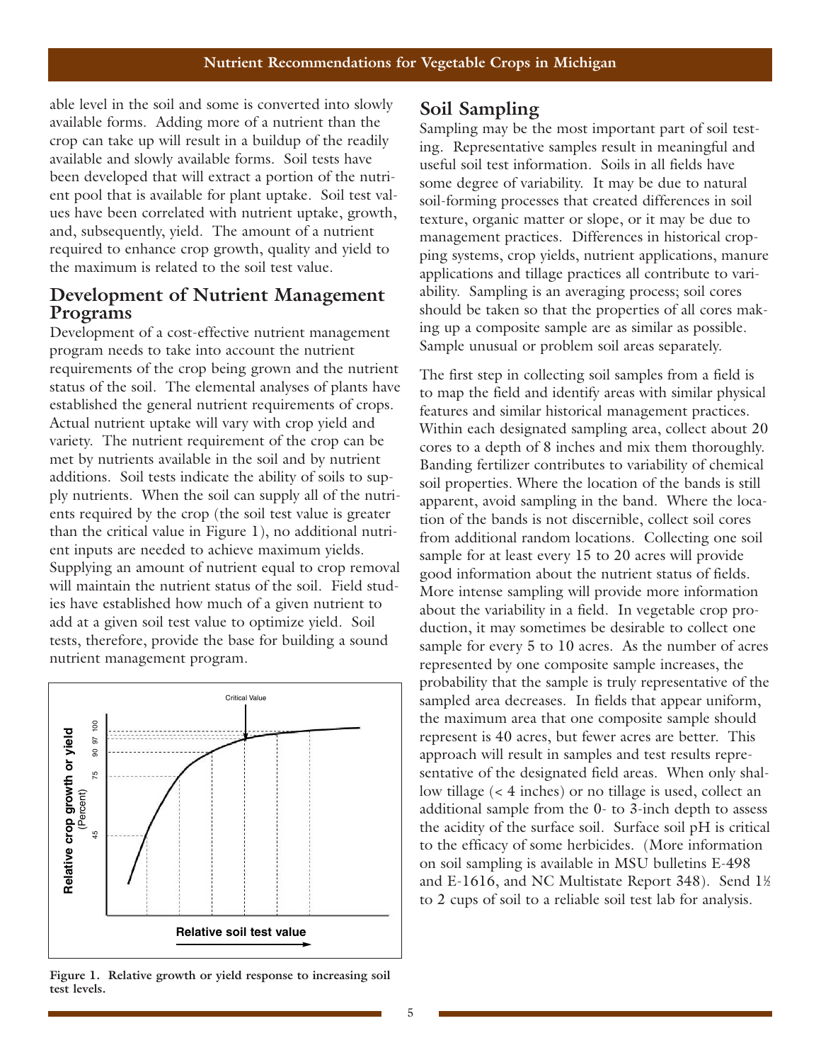able level in the soil and some is converted into slowly available forms. Adding more of a nutrient than the crop can take up will result in a buildup of the readily available and slowly available forms. Soil tests have been developed that will extract a portion of the nutrient pool that is available for plant uptake. Soil test values have been correlated with nutrient uptake, growth, and, subsequently, yield. The amount of a nutrient required to enhance crop growth, quality and yield to the maximum is related to the soil test value.

## Development of Nutrient Management Programs

Development of a cost-effective nutrient management program needs to take into account the nutrient requirements of the crop being grown and the nutrient status of the soil. The elemental analyses of plants have established the general nutrient requirements of crops. Actual nutrient uptake will vary with crop yield and variety. The nutrient requirement of the crop can be met by nutrients available in the soil and by nutrient additions. Soil tests indicate the ability of soils to supply nutrients. When the soil can supply all of the nutrients required by the crop (the soil test value is greater than the critical value in Figure 1), no additional nutrient inputs are needed to achieve maximum yields. Supplying an amount of nutrient equal to crop removal will maintain the nutrient status of the soil. Field studies have established how much of a given nutrient to add at a given soil test value to optimize yield. Soil tests, therefore, provide the base for building a sound nutrient management program.

**Figure 1. Relative growth or yield response to increasing soil test levels.**

## Soil Sampling

Sampling may be the most important part of soil testing. Representative samples result in meaningful and useful soil test information. Soils in all fields have some degree of variability. It may be due to natural soil-forming processes that created differences in soil texture, organic matter or slope, or it may be due to management practices. Differences in historical cropping systems, crop yields, nutrient applications, manure applications and tillage practices all contribute to variability. Sampling is an averaging process; soil cores should be taken so that the properties of all cores making up a composite sample are as similar as possible. Sample unusual or problem soil areas separately.

The first step in collecting soil samples from a field is to map the field and identify areas with similar physical features and similar historical management practices. Within each designated sampling area, collect about 20 cores to a depth of 8 inches and mix them thoroughly. Banding fertilizer contributes to variability of chemical soil properties. Where the location of the bands is still apparent, avoid sampling in the band. Where the location of the bands is not discernible, collect soil cores from additional random locations. Collecting one soil sample for at least every 15 to 20 acres will provide good information about the nutrient status of fields. More intense sampling will provide more information about the variability in a field. In vegetable crop production, it may sometimes be desirable to collect one sample for every 5 to 10 acres. As the number of acres represented by one composite sample increases, the probability that the sample is truly representative of the sampled area decreases. In fields that appear uniform, the maximum area that one composite sample should represent is 40 acres, but fewer acres are better. This approach will result in samples and test results representative of the designated field areas. When only shallow tillage (< 4 inches) or no tillage is used, collect an additional sample from the 0- to 3-inch depth to assess the acidity of the surface soil. Surface soil pH is critical to the efficacy of some herbicides. (More information on soil sampling is available in MSU bulletins E-498 and E-1616, and NC Multistate Report 348). Send 1½ to 2 cups of soil to a reliable soil test lab for analysis.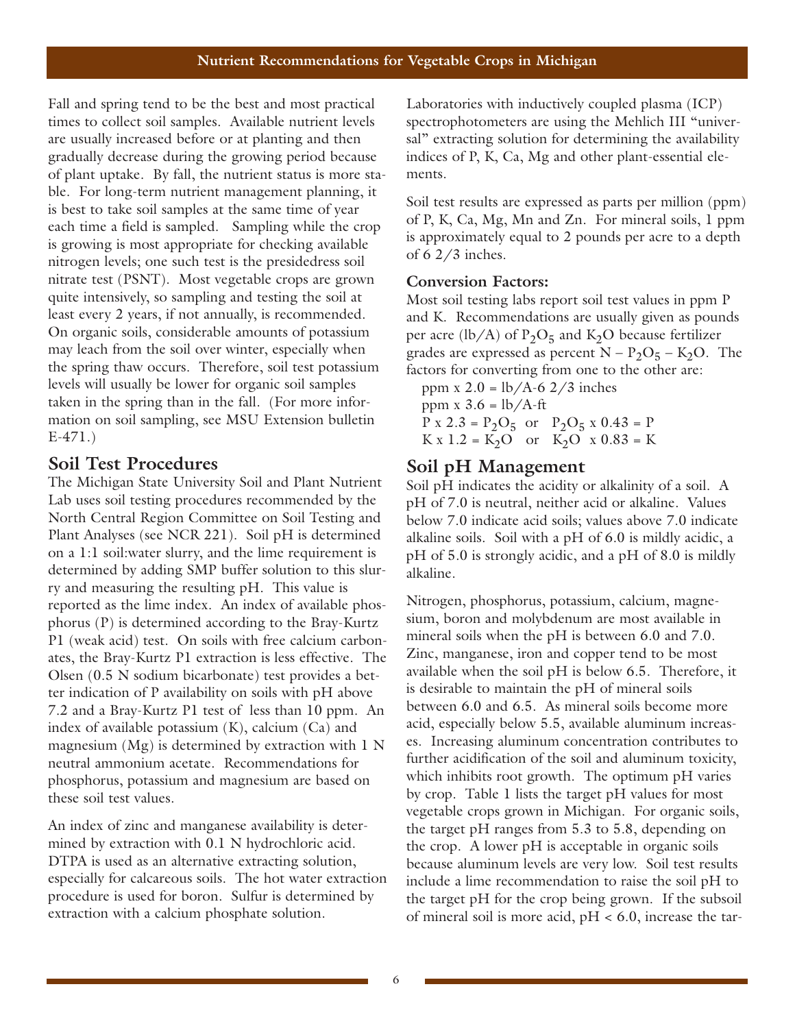Fall and spring tend to be the best and most practical times to collect soil samples. Available nutrient levels are usually increased before or at planting and then gradually decrease during the growing period because of plant uptake. By fall, the nutrient status is more stable. For long-term nutrient management planning, it is best to take soil samples at the same time of year each time a field is sampled. Sampling while the crop is growing is most appropriate for checking available nitrogen levels; one such test is the presidedress soil nitrate test (PSNT). Most vegetable crops are grown quite intensively, so sampling and testing the soil at least every 2 years, if not annually, is recommended. On organic soils, considerable amounts of potassium may leach from the soil over winter, especially when the spring thaw occurs. Therefore, soil test potassium levels will usually be lower for organic soil samples taken in the spring than in the fall. (For more information on soil sampling, see MSU Extension bulletin E-471.)

## Soil Test Procedures

The Michigan State University Soil and Plant Nutrient Lab uses soil testing procedures recommended by the North Central Region Committee on Soil Testing and Plant Analyses (see NCR 221). Soil pH is determined on a 1:1 soil:water slurry, and the lime requirement is determined by adding SMP buffer solution to this slurry and measuring the resulting pH. This value is reported as the lime index. An index of available phosphorus (P) is determined according to the Bray-Kurtz P1 (weak acid) test. On soils with free calcium carbonates, the Bray-Kurtz P1 extraction is less effective. The Olsen (0.5 N sodium bicarbonate) test provides a better indication of P availability on soils with pH above 7.2 and a Bray-Kurtz P1 test of less than 10 ppm. An index of available potassium (K), calcium (Ca) and magnesium (Mg) is determined by extraction with 1 N neutral ammonium acetate. Recommendations for phosphorus, potassium and magnesium are based on these soil test values.

An index of zinc and manganese availability is determined by extraction with 0.1 N hydrochloric acid. DTPA is used as an alternative extracting solution, especially for calcareous soils. The hot water extraction procedure is used for boron. Sulfur is determined by extraction with a calcium phosphate solution.

Laboratories with inductively coupled plasma (ICP) spectrophotometers are using the Mehlich III "universal" extracting solution for determining the availability indices of P, K, Ca, Mg and other plant-essential elements.

Soil test results are expressed as parts per million (ppm) of P, K, Ca, Mg, Mn and Zn. For mineral soils, 1 ppm is approximately equal to 2 pounds per acre to a depth of 6 2/3 inches.

### Conversion Factors:

Most soil testing labs report soil test values in ppm P and K. Recommendations are usually given as pounds per acre (lb/A) of $P_2O_5$ and $K_2O$ because fertilizer grades are expressed as percent N – $P_2O_5$ – $K_2O$. The factors for converting from one to the other are:

ppm x 2.0 = lb/A-6 2/3 inches
ppm x 3.6 = lb/A-ft
P x 2.3 = $P_2O_5$ or $P_2O_5$ x 0.43 = P
K x 1.2 = $K_2O$ or $K_2O$ x 0.83 = K

## Soil pH Management

Soil pH indicates the acidity or alkalinity of a soil. A pH of 7.0 is neutral, neither acid or alkaline. Values below 7.0 indicate acid soils; values above 7.0 indicate alkaline soils. Soil with a pH of 6.0 is mildly acidic, a pH of 5.0 is strongly acidic, and a pH of 8.0 is mildly alkaline.

Nitrogen, phosphorus, potassium, calcium, magnesium, boron and molybdenum are most available in mineral soils when the pH is between 6.0 and 7.0. Zinc, manganese, iron and copper tend to be most available when the soil pH is below 6.5. Therefore, it is desirable to maintain the pH of mineral soils between 6.0 and 6.5. As mineral soils become more acid, especially below 5.5, available aluminum increases. Increasing aluminum concentration contributes to further acidification of the soil and aluminum toxicity, which inhibits root growth. The optimum pH varies by crop. Table 1 lists the target pH values for most vegetable crops grown in Michigan. For organic soils, the target pH ranges from 5.3 to 5.8, depending on the crop. A lower pH is acceptable in organic soils because aluminum levels are very low. Soil test results include a lime recommendation to raise the soil pH to the target pH for the crop being grown. If the subsoil of mineral soil is more acid, pH < 6.0, increase the tar-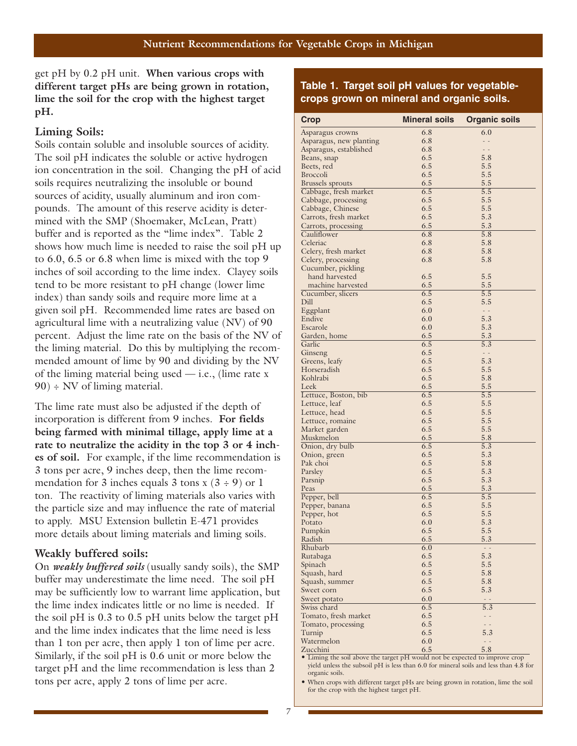get pH by 0.2 pH unit. **When various crops with different target pHs are being grown in rotation, lime the soil for the crop with the highest target pH.**

### Liming Soils:

Soils contain soluble and insoluble sources of acidity. The soil pH indicates the soluble or active hydrogen ion concentration in the soil. Changing the pH of acid soils requires neutralizing the insoluble or bound sources of acidity, usually aluminum and iron compounds. The amount of this reserve acidity is determined with the SMP (Shoemaker, McLean, Pratt) buffer and is reported as the "lime index". Table 2 shows how much lime is needed to raise the soil pH up to 6.0, 6.5 or 6.8 when lime is mixed with the top 9 inches of soil according to the lime index. Clayey soils tend to be more resistant to pH change (lower lime index) than sandy soils and require more lime at a given soil pH. Recommended lime rates are based on agricultural lime with a neutralizing value (NV) of 90 percent. Adjust the lime rate on the basis of the NV of the liming material. Do this by multiplying the recommended amount of lime by 90 and dividing by the NV of the liming material being used — i.e., (lime rate x 90) ÷ NV of liming material.

The lime rate must also be adjusted if the depth of incorporation is different from 9 inches. **For fields being farmed with minimal tillage, apply lime at a rate to neutralize the acidity in the top 3 or 4 inches of soil.** For example, if the lime recommendation is 3 tons per acre, 9 inches deep, then the lime recommendation for 3 inches equals 3 tons x (3 ÷ 9) or 1 ton. The reactivity of liming materials also varies with the particle size and may influence the rate of material to apply. MSU Extension bulletin E-471 provides more details about liming materials and liming soils.

### Weakly buffered soils:

On ***weakly buffered soils*** (usually sandy soils), the SMP buffer may underestimate the lime need. The soil pH may be sufficiently low to warrant lime application, but the lime index indicates little or no lime is needed. If the soil pH is 0.3 to 0.5 pH units below the target pH and the lime index indicates that the lime need is less than 1 ton per acre, then apply 1 ton of lime per acre. Similarly, if the soil pH is 0.6 unit or more below the target pH and the lime recommendation is less than 2 tons per acre, apply 2 tons of lime per acre.

**Table 1. Target soil pH values for vegetable-crops grown on mineral and organic soils.**

| Crop | Mineral soils | Organic soils |
|---|---|---|
| Asparagus crowns | 6.8 | 6.0 |
| Asparagus, new planting | 6.8 | - - |
| Asparagus, established | 6.8 | - - |
| Beans, snap | 6.5 | 5.8 |
| Beets, red | 6.5 | 5.5 |
| Broccoli | 6.5 | 5.5 |
| Brussels sprouts | 6.5 | 5.5 |
| Cabbage, fresh market | 6.5 | 5.5 |
| Cabbage, processing | 6.5 | 5.5 |
| Cabbage, Chinese | 6.5 | 5.5 |
| Carrots, fresh market | 6.5 | 5.3 |
| Carrots, processing | 6.5 | 5.3 |
| Cauliflower | 6.8 | 5.8 |
| Celeriac | 6.8 | 5.8 |
| Celery, fresh market | 6.8 | 5.8 |
| Celery, processing | 6.8 | 5.8 |
| Cucumber, pickling | | |
| hand harvested | 6.5 | 5.5 |
| machine harvested | 6.5 | 5.5 |
| Cucumber, slicers | 6.5 | 5.5 |
| Dill | 6.5 | 5.5 |
| Eggplant | 6.0 | - - |
| Endive | 6.0 | 5.3 |
| Escarole | 6.0 | 5.3 |
| Garden, home | 6.5 | 5.3 |
| Garlic | 6.5 | 5.3 |
| Ginseng | 6.5 | - - |
| Greens, leafy | 6.5 | 5.3 |
| Horseradish | 6.5 | 5.5 |
| Kohlrabi | 6.5 | 5.8 |
| Leek | 6.5 | 5.5 |
| Lettuce, Boston, bib | 6.5 | 5.5 |
| Lettuce, leaf | 6.5 | 5.5 |
| Lettuce, head | 6.5 | 5.5 |
| Lettuce, romaine | 6.5 | 5.5 |
| Market garden | 6.5 | 5.5 |
| Muskmelon | 6.5 | 5.8 |
| Onion, dry bulb | 6.5 | 5.3 |
| Onion, green | 6.5 | 5.3 |
| Pak choi | 6.5 | 5.8 |
| Parsley | 6.5 | 5.3 |
| Parsnip | 6.5 | 5.3 |
| Peas | 6.5 | 5.3 |
| Pepper, bell | 6.5 | 5.5 |
| Pepper, banana | 6.5 | 5.5 |
| Pepper, hot | 6.5 | 5.5 |
| Potato | 6.0 | 5.3 |
| Pumpkin | 6.5 | 5.5 |
| Radish | 6.5 | 5.3 |
| Rhubarb | 6.0 | - - |
| Rutabaga | 6.5 | 5.3 |
| Spinach | 6.5 | 5.5 |
| Squash, hard | 6.5 | 5.8 |
| Squash, summer | 6.5 | 5.8 |
| Sweet corn | 6.5 | 5.3 |
| Sweet potato | 6.0 | - - |
| Swiss chard | 6.5 | 5.3 |
| Tomato, fresh market | 6.5 | - - |
| Tomato, processing | 6.5 | - - |
| Turnip | 6.5 | 5.3 |
| Watermelon | 6.0 | - - |
| Zucchini | 6.5 | 5.8 |

- Liming the soil above the target pH would not be expected to improve crop yield unless the subsoil pH is less than 6.0 for mineral soils and less than 4.8 for organic soils.
- When crops with different target pHs are being grown in rotation, lime the soil for the crop with the highest target pH.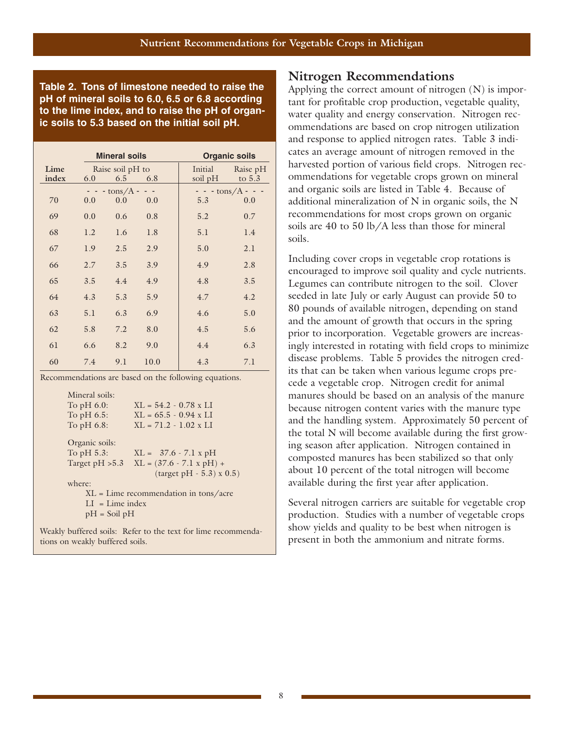**Table 2. Tons of limestone needed to raise the pH of mineral soils to 6.0, 6.5 or 6.8 according to the lime index, and to raise the pH of organic soils to 5.3 based on the initial soil pH.**

| Lime index | Mineral soils: Raise soil pH to 6.0 | 6.5 | 6.8 | Organic soils: Initial soil pH | Raise pH to 5.3 |
|---|---|---|---|---|---|
| | - - - tons/A - - - | | | | - - - tons/A - - - |
| 70 | 0.0 | 0.0 | 0.0 | 5.3 | 0.0 |
| 69 | 0.0 | 0.6 | 0.8 | 5.2 | 0.7 |
| 68 | 1.2 | 1.6 | 1.8 | 5.1 | 1.4 |
| 67 | 1.9 | 2.5 | 2.9 | 5.0 | 2.1 |
| 66 | 2.7 | 3.5 | 3.9 | 4.9 | 2.8 |
| 65 | 3.5 | 4.4 | 4.9 | 4.8 | 3.5 |
| 64 | 4.3 | 5.3 | 5.9 | 4.7 | 4.2 |
| 63 | 5.1 | 6.3 | 6.9 | 4.6 | 5.0 |
| 62 | 5.8 | 7.2 | 8.0 | 4.5 | 5.6 |
| 61 | 6.6 | 8.2 | 9.0 | 4.4 | 6.3 |
| 60 | 7.4 | 9.1 | 10.0 | 4.3 | 7.1 |

Recommendations are based on the following equations.

Mineral soils:

- To pH 6.0: $XL = 54.2 - 0.78 \times LI$
- To pH 6.5: $XL = 65.5 - 0.94 \times LI$
- To pH 6.8: $XL = 71.2 - 1.02 \times LI$

Organic soils:

- To pH 5.3: $XL = 37.6 - 7.1 \times pH$
- Target pH >5.3: $XL = (37.6 - 7.1 \times pH) + (\text{target pH} - 5.3) \times 0.5$

where:

- XL = Lime recommendation in tons/acre
- LI = Lime index
- pH = Soil pH

Weakly buffered soils: Refer to the text for lime recommendations on weakly buffered soils.

## Nitrogen Recommendations

Applying the correct amount of nitrogen (N) is important for profitable crop production, vegetable quality, water quality and energy conservation. Nitrogen recommendations are based on crop nitrogen utilization and response to applied nitrogen rates. Table 3 indicates an average amount of nitrogen removed in the harvested portion of various field crops. Nitrogen recommendations for vegetable crops grown on mineral and organic soils are listed in Table 4. Because of additional mineralization of N in organic soils, the N recommendations for most crops grown on organic soils are 40 to 50 lb/A less than those for mineral soils.

Including cover crops in vegetable crop rotations is encouraged to improve soil quality and cycle nutrients. Legumes can contribute nitrogen to the soil. Clover seeded in late July or early August can provide 50 to 80 pounds of available nitrogen, depending on stand and the amount of growth that occurs in the spring prior to incorporation. Vegetable growers are increasingly interested in rotating with field crops to minimize disease problems. Table 5 provides the nitrogen credits that can be taken when various legume crops precede a vegetable crop. Nitrogen credit for animal manures should be based on an analysis of the manure because nitrogen content varies with the manure type and the handling system. Approximately 50 percent of the total N will become available during the first growing season after application. Nitrogen contained in composted manures has been stabilized so that only about 10 percent of the total nitrogen will become available during the first year after application.

Several nitrogen carriers are suitable for vegetable crop production. Studies with a number of vegetable crops show yields and quality to be best when nitrogen is present in both the ammonium and nitrate forms.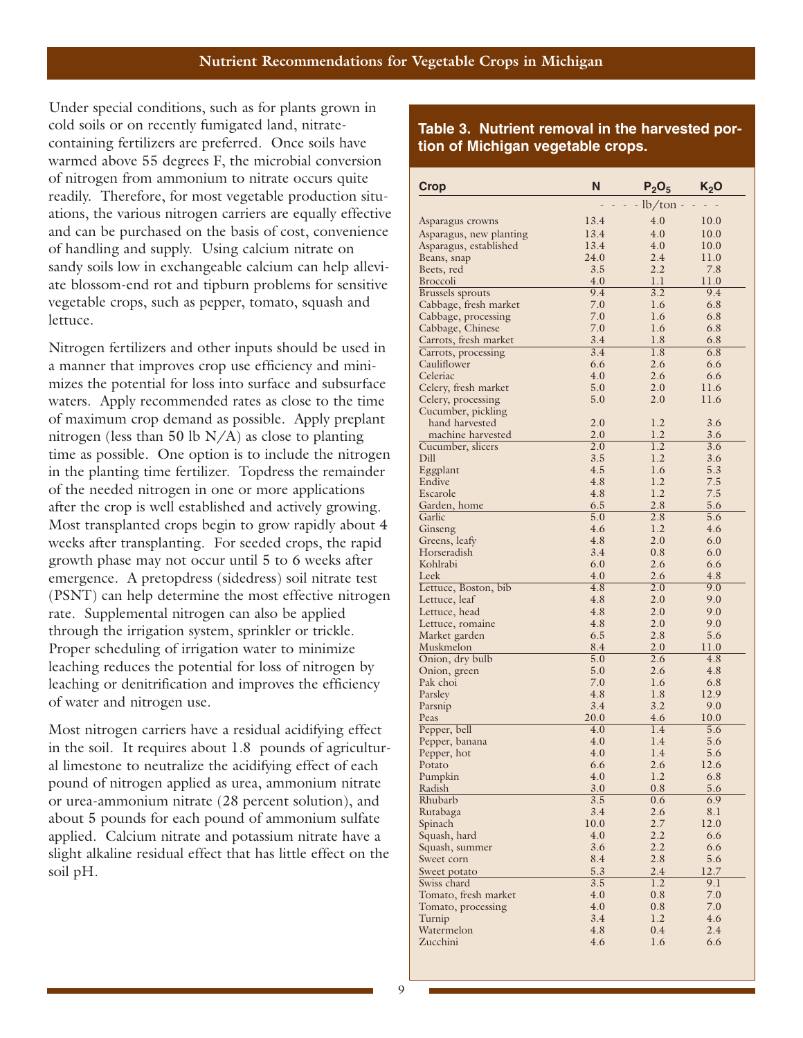Under special conditions, such as for plants grown in cold soils or on recently fumigated land, nitrate-containing fertilizers are preferred. Once soils have warmed above 55 degrees F, the microbial conversion of nitrogen from ammonium to nitrate occurs quite readily. Therefore, for most vegetable production situations, the various nitrogen carriers are equally effective and can be purchased on the basis of cost, convenience of handling and supply. Using calcium nitrate on sandy soils low in exchangeable calcium can help alleviate blossom-end rot and tipburn problems for sensitive vegetable crops, such as pepper, tomato, squash and lettuce.

Nitrogen fertilizers and other inputs should be used in a manner that improves crop use efficiency and minimizes the potential for loss into surface and subsurface waters. Apply recommended rates as close to the time of maximum crop demand as possible. Apply preplant nitrogen (less than 50 lb N/A) as close to planting time as possible. One option is to include the nitrogen in the planting time fertilizer. Topdress the remainder of the needed nitrogen in one or more applications after the crop is well established and actively growing. Most transplanted crops begin to grow rapidly about 4 weeks after transplanting. For seeded crops, the rapid growth phase may not occur until 5 to 6 weeks after emergence. A pretopdress (sidedress) soil nitrate test (PSNT) can help determine the most effective nitrogen rate. Supplemental nitrogen can also be applied through the irrigation system, sprinkler or trickle. Proper scheduling of irrigation water to minimize leaching reduces the potential for loss of nitrogen by leaching or denitrification and improves the efficiency of water and nitrogen use.

Most nitrogen carriers have a residual acidifying effect in the soil. It requires about 1.8 pounds of agricultural limestone to neutralize the acidifying effect of each pound of nitrogen applied as urea, ammonium nitrate or urea-ammonium nitrate (28 percent solution), and about 5 pounds for each pound of ammonium sulfate applied. Calcium nitrate and potassium nitrate have a slight alkaline residual effect that has little effect on the soil pH.

**Table 3. Nutrient removal in the harvested portion of Michigan vegetable crops.**

| Crop | N | $P_2O_5$ | $K_2O$ |
|---|---|---|---|
| | | lb/ton | |
| Asparagus crowns | 13.4 | 4.0 | 10.0 |
| Asparagus, new planting | 13.4 | 4.0 | 10.0 |
| Asparagus, established | 13.4 | 4.0 | 10.0 |
| Beans, snap | 24.0 | 2.4 | 11.0 |
| Beets, red | 3.5 | 2.2 | 7.8 |
| Broccoli | 4.0 | 1.1 | 11.0 |
| Brussels sprouts | 9.4 | 3.2 | 9.4 |
| Cabbage, fresh market | 7.0 | 1.6 | 6.8 |
| Cabbage, processing | 7.0 | 1.6 | 6.8 |
| Cabbage, Chinese | 7.0 | 1.6 | 6.8 |
| Carrots, fresh market | 3.4 | 1.8 | 6.8 |
| Carrots, processing | 3.4 | 1.8 | 6.8 |
| Cauliflower | 6.6 | 2.6 | 6.6 |
| Celeriac | 4.0 | 2.6 | 6.6 |
| Celery, fresh market | 5.0 | 2.0 | 11.6 |
| Celery, processing | 5.0 | 2.0 | 11.6 |
| Cucumber, pickling | | | |
| hand harvested | 2.0 | 1.2 | 3.6 |
| machine harvested | 2.0 | 1.2 | 3.6 |
| Cucumber, slicers | 2.0 | 1.2 | 3.6 |
| Dill | 3.5 | 1.2 | 3.6 |
| Eggplant | 4.5 | 1.6 | 5.3 |
| Endive | 4.8 | 1.2 | 7.5 |
| Escarole | 4.8 | 1.2 | 7.5 |
| Garden, home | 6.5 | 2.8 | 5.6 |
| Garlic | 5.0 | 2.8 | 5.6 |
| Ginseng | 4.6 | 1.2 | 4.6 |
| Greens, leafy | 4.8 | 2.0 | 6.0 |
| Horseradish | 3.4 | 0.8 | 6.0 |
| Kohlrabi | 6.0 | 2.6 | 6.6 |
| Leek | 4.0 | 2.6 | 4.8 |
| Lettuce, Boston, bib | 4.8 | 2.0 | 9.0 |
| Lettuce, leaf | 4.8 | 2.0 | 9.0 |
| Lettuce, head | 4.8 | 2.0 | 9.0 |
| Lettuce, romaine | 4.8 | 2.0 | 9.0 |
| Market garden | 6.5 | 2.8 | 5.6 |
| Muskmelon | 8.4 | 2.0 | 11.0 |
| Onion, dry bulb | 5.0 | 2.6 | 4.8 |
| Onion, green | 5.0 | 2.6 | 4.8 |
| Pak choi | 7.0 | 1.6 | 6.8 |
| Parsley | 4.8 | 1.8 | 12.9 |
| Parsnip | 3.4 | 3.2 | 9.0 |
| Peas | 20.0 | 4.6 | 10.0 |
| Pepper, bell | 4.0 | 1.4 | 5.6 |
| Pepper, banana | 4.0 | 1.4 | 5.6 |
| Pepper, hot | 4.0 | 1.4 | 5.6 |
| Potato | 6.6 | 2.6 | 12.6 |
| Pumpkin | 4.0 | 1.2 | 6.8 |
| Radish | 3.0 | 0.8 | 5.6 |
| Rhubarb | 3.5 | 0.6 | 6.9 |
| Rutabaga | 3.4 | 2.6 | 8.1 |
| Spinach | 10.0 | 2.7 | 12.0 |
| Squash, hard | 4.0 | 2.2 | 6.6 |
| Squash, summer | 3.6 | 2.2 | 6.6 |
| Sweet corn | 8.4 | 2.8 | 5.6 |
| Sweet potato | 5.3 | 2.4 | 12.7 |
| Swiss chard | 3.5 | 1.2 | 9.1 |
| Tomato, fresh market | 4.0 | 0.8 | 7.0 |
| Tomato, processing | 4.0 | 0.8 | 7.0 |
| Turnip | 3.4 | 1.2 | 4.6 |
| Watermelon | 4.8 | 0.4 | 2.4 |
| Zucchini | 4.6 | 1.6 | 6.6 |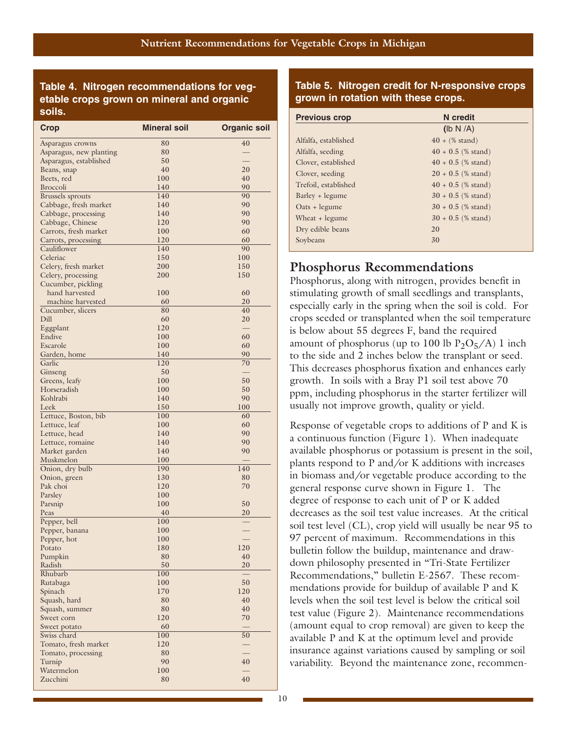**Table 4. Nitrogen recommendations for vegetable crops grown on mineral and organic soils.**

| Crop | Mineral soil | Organic soil |
|---|---|---|
| Asparagus crowns | 80 | 40 |
| Asparagus, new planting | 80 | — |
| Asparagus, established | 50 | — |
| Beans, snap | 40 | 20 |
| Beets, red | 100 | 40 |
| Broccoli | 140 | 90 |
| Brussels sprouts | 140 | 90 |
| Cabbage, fresh market | 140 | 90 |
| Cabbage, processing | 140 | 90 |
| Cabbage, Chinese | 120 | 90 |
| Carrots, fresh market | 100 | 60 |
| Carrots, processing | 120 | 60 |
| Cauliflower | 140 | 90 |
| Celeriac | 150 | 100 |
| Celery, fresh market | 200 | 150 |
| Celery, processing | 200 | 150 |
| Cucumber, pickling | | |
| hand harvested | 100 | 60 |
| machine harvested | 60 | 20 |
| Cucumber, slicers | 80 | 40 |
| Dill | 60 | 20 |
| Eggplant | 120 | — |
| Endive | 100 | 60 |
| Escarole | 100 | 60 |
| Garden, home | 140 | 90 |
| Garlic | 120 | 70 |
| Ginseng | 50 | — |
| Greens, leafy | 100 | 50 |
| Horseradish | 100 | 50 |
| Kohlrabi | 140 | 90 |
| Leek | 150 | 100 |
| Lettuce, Boston, bib | 100 | 60 |
| Lettuce, leaf | 100 | 60 |
| Lettuce, head | 140 | 90 |
| Lettuce, romaine | 140 | 90 |
| Market garden | 140 | 90 |
| Muskmelon | 100 | — |
| Onion, dry bulb | 190 | 140 |
| Onion, green | 130 | 80 |
| Pak choi | 120 | 70 |
| Parsley | 100 | |
| Parsnip | 100 | 50 |
| Peas | 40 | 20 |
| Pepper, bell | 100 | — |
| Pepper, banana | 100 | — |
| Pepper, hot | 100 | — |
| Potato | 180 | 120 |
| Pumpkin | 80 | 40 |
| Radish | 50 | 20 |
| Rhubarb | 100 | — |
| Rutabaga | 100 | 50 |
| Spinach | 170 | 120 |
| Squash, hard | 80 | 40 |
| Squash, summer | 80 | 40 |
| Sweet corn | 120 | 70 |
| Sweet potato | 60 | — |
| Swiss chard | 100 | 50 |
| Tomato, fresh market | 120 | — |
| Tomato, processing | 80 | — |
| Turnip | 90 | 40 |
| Watermelon | 100 | — |
| Zucchini | 80 | 40 |

**Table 5. Nitrogen credit for N-responsive crops grown in rotation with these crops.**

| Previous crop | N credit (lb N /A) |
|---|---|
| Alfalfa, established | 40 + (% stand) |
| Alfalfa, seeding | 40 + 0.5 (% stand) |
| Clover, established | 40 + 0.5 (% stand) |
| Clover, seeding | 20 + 0.5 (% stand) |
| Trefoil, established | 40 + 0.5 (% stand) |
| Barley + legume | 30 + 0.5 (% stand) |
| Oats + legume | 30 + 0.5 (% stand) |
| Wheat + legume | 30 + 0.5 (% stand) |
| Dry edible beans | 20 |
| Soybeans | 30 |

## Phosphorus Recommendations

Phosphorus, along with nitrogen, provides benefit in stimulating growth of small seedlings and transplants, especially early in the spring when the soil is cold. For crops seeded or transplanted when the soil temperature is below about 55 degrees F, band the required amount of phosphorus (up to 100 lb $P_2O_5$/A) 1 inch to the side and 2 inches below the transplant or seed. This decreases phosphorus fixation and enhances early growth. In soils with a Bray P1 soil test above 70 ppm, including phosphorus in the starter fertilizer will usually not improve growth, quality or yield.

Response of vegetable crops to additions of P and K is a continuous function (Figure 1). When inadequate available phosphorus or potassium is present in the soil, plants respond to P and/or K additions with increases in biomass and/or vegetable produce according to the general response curve shown in Figure 1. The degree of response to each unit of P or K added decreases as the soil test value increases. At the critical soil test level (CL), crop yield will usually be near 95 to 97 percent of maximum. Recommendations in this bulletin follow the buildup, maintenance and drawdown philosophy presented in "Tri-State Fertilizer Recommendations," bulletin E-2567. These recommendations provide for buildup of available P and K levels when the soil test level is below the critical soil test value (Figure 2). Maintenance recommendations (amount equal to crop removal) are given to keep the available P and K at the optimum level and provide insurance against variations caused by sampling or soil variability. Beyond the maintenance zone, recommen-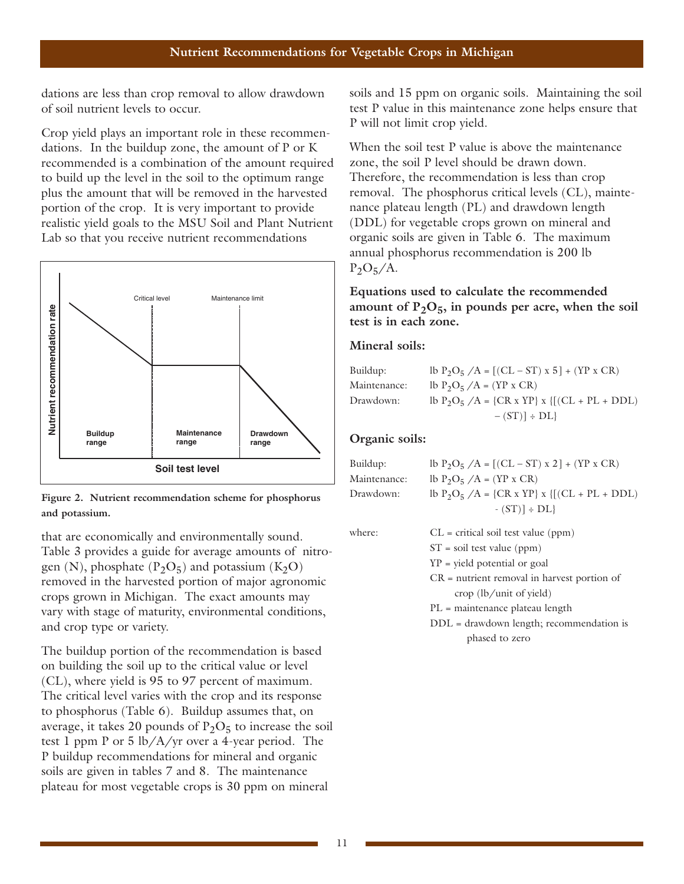dations are less than crop removal to allow drawdown of soil nutrient levels to occur.

Crop yield plays an important role in these recommendations. In the buildup zone, the amount of P or K recommended is a combination of the amount required to build up the level in the soil to the optimum range plus the amount that will be removed in the harvested portion of the crop. It is very important to provide realistic yield goals to the MSU Soil and Plant Nutrient Lab so that you receive nutrient recommendations that are economically and environmentally sound. Table 3 provides a guide for average amounts of nitrogen (N), phosphate ($P_2O_5$) and potassium ($K_2O$) removed in the harvested portion of major agronomic crops grown in Michigan. The exact amounts may vary with stage of maturity, environmental conditions, and crop type or variety.

**Figure 2. Nutrient recommendation scheme for phosphorus and potassium.**

The buildup portion of the recommendation is based on building the soil up to the critical value or level (CL), where yield is 95 to 97 percent of maximum. The critical level varies with the crop and its response to phosphorus (Table 6). Buildup assumes that, on average, it takes 20 pounds of $P_2O_5$ to increase the soil test 1 ppm P or 5 lb/A/yr over a 4-year period. The P buildup recommendations for mineral and organic soils are given in tables 7 and 8. The maintenance plateau for most vegetable crops is 30 ppm on mineral soils and 15 ppm on organic soils. Maintaining the soil test P value in this maintenance zone helps ensure that P will not limit crop yield.

When the soil test P value is above the maintenance zone, the soil P level should be drawn down. Therefore, the recommendation is less than crop removal. The phosphorus critical levels (CL), maintenance plateau length (PL) and drawdown length (DDL) for vegetable crops grown on mineral and organic soils are given in Table 6. The maximum annual phosphorus recommendation is 200 lb $P_2O_5$/A.

**Equations used to calculate the recommended amount of $P_2O_5$, in pounds per acre, when the soil test is in each zone.**

**Mineral soils:**

Buildup: lb $P_2O_5$ /A = $[(CL - ST) \times 5] + (YP \times CR)$

Maintenance: lb $P_2O_5$ /A = $(YP \times CR)$

Drawdown: lb $P_2O_5$ /A = $\{CR \times YP\} \times \{[(CL + PL + DDL) - (ST)] \div DL\}$

**Organic soils:**

Buildup: lb $P_2O_5$ /A = $[(CL - ST) \times 2] + (YP \times CR)$

Maintenance: lb $P_2O_5$ /A = $(YP \times CR)$

Drawdown: lb $P_2O_5$ /A = $\{CR \times YP\} \times \{[(CL + PL + DDL) - (ST)] \div DL\}$

where:

CL = critical soil test value (ppm)

ST = soil test value (ppm)

YP = yield potential or goal

CR = nutrient removal in harvest portion of crop (lb/unit of yield)

PL = maintenance plateau length

DDL = drawdown length; recommendation is phased to zero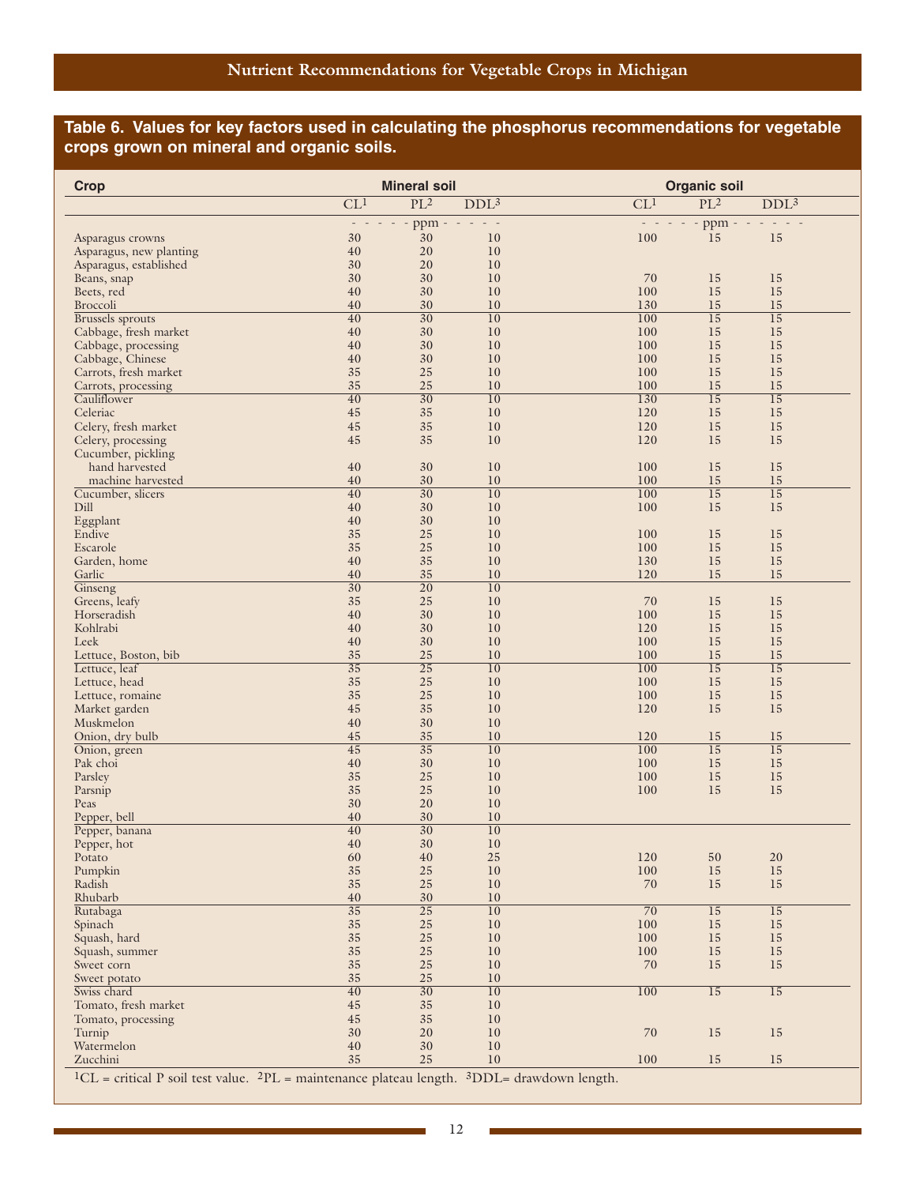## Table 6. Values for key factors used in calculating the phosphorus recommendations for vegetable crops grown on mineral and organic soils.

| Crop | Mineral soil | | | Organic soil | | |
|---|---|---|---|---|---|---|
| | CL[1] | PL[2] | DDL[3] | CL[1] | PL[2] | DDL[3] |
| | ppm | | | ppm | | |
| Asparagus crowns | 30 | 30 | 10 | 100 | 15 | 15 |
| Asparagus, new planting | 40 | 20 | 10 | | | |
| Asparagus, established | 30 | 20 | 10 | | | |
| Beans, snap | 30 | 30 | 10 | 70 | 15 | 15 |
| Beets, red | 40 | 30 | 10 | 100 | 15 | 15 |
| Broccoli | 40 | 30 | 10 | 130 | 15 | 15 |
| Brussels sprouts | 40 | 30 | 10 | 100 | 15 | 15 |
| Cabbage, fresh market | 40 | 30 | 10 | 100 | 15 | 15 |
| Cabbage, processing | 40 | 30 | 10 | 100 | 15 | 15 |
| Cabbage, Chinese | 40 | 30 | 10 | 100 | 15 | 15 |
| Carrots, fresh market | 35 | 25 | 10 | 100 | 15 | 15 |
| Carrots, processing | 35 | 25 | 10 | 100 | 15 | 15 |
| Cauliflower | 40 | 30 | 10 | 130 | 15 | 15 |
| Celeriac | 45 | 35 | 10 | 120 | 15 | 15 |
| Celery, fresh market | 45 | 35 | 10 | 120 | 15 | 15 |
| Celery, processing | 45 | 35 | 10 | 120 | 15 | 15 |
| Cucumber, pickling | | | | | | |
| hand harvested | 40 | 30 | 10 | 100 | 15 | 15 |
| machine harvested | 40 | 30 | 10 | 100 | 15 | 15 |
| Cucumber, slicers | 40 | 30 | 10 | 100 | 15 | 15 |
| Dill | 40 | 30 | 10 | 100 | 15 | 15 |
| Eggplant | 40 | 30 | 10 | | | |
| Endive | 35 | 25 | 10 | 100 | 15 | 15 |
| Escarole | 35 | 25 | 10 | 100 | 15 | 15 |
| Garden, home | 40 | 35 | 10 | 130 | 15 | 15 |
| Garlic | 40 | 35 | 10 | 120 | 15 | 15 |
| Ginseng | 30 | 20 | 10 | | | |
| Greens, leafy | 35 | 25 | 10 | 70 | 15 | 15 |
| Horseradish | 40 | 30 | 10 | 100 | 15 | 15 |
| Kohlrabi | 40 | 30 | 10 | 120 | 15 | 15 |
| Leek | 40 | 30 | 10 | 100 | 15 | 15 |
| Lettuce, Boston, bib | 35 | 25 | 10 | 100 | 15 | 15 |
| Lettuce, leaf | 35 | 25 | 10 | 100 | 15 | 15 |
| Lettuce, head | 35 | 25 | 10 | 100 | 15 | 15 |
| Lettuce, romaine | 35 | 25 | 10 | 100 | 15 | 15 |
| Market garden | 45 | 35 | 10 | 120 | 15 | 15 |
| Muskmelon | 40 | 30 | 10 | | | |
| Onion, dry bulb | 45 | 35 | 10 | 120 | 15 | 15 |
| Onion, green | 45 | 35 | 10 | 100 | 15 | 15 |
| Pak choi | 40 | 30 | 10 | 100 | 15 | 15 |
| Parsley | 35 | 25 | 10 | 100 | 15 | 15 |
| Parsnip | 35 | 25 | 10 | 100 | 15 | 15 |
| Peas | 30 | 20 | 10 | | | |
| Pepper, bell | 40 | 30 | 10 | | | |
| Pepper, banana | 40 | 30 | 10 | | | |
| Pepper, hot | 40 | 30 | 10 | | | |
| Potato | 60 | 40 | 25 | 120 | 50 | 20 |
| Pumpkin | 35 | 25 | 10 | 100 | 15 | 15 |
| Radish | 35 | 25 | 10 | 70 | 15 | 15 |
| Rhubarb | 40 | 30 | 10 | | | |
| Rutabaga | 35 | 25 | 10 | 70 | 15 | 15 |
| Spinach | 35 | 25 | 10 | 100 | 15 | 15 |
| Squash, hard | 35 | 25 | 10 | 100 | 15 | 15 |
| Squash, summer | 35 | 25 | 10 | 100 | 15 | 15 |
| Sweet corn | 35 | 25 | 10 | 70 | 15 | 15 |
| Sweet potato | 35 | 25 | 10 | | | |
| Swiss chard | 40 | 30 | 10 | 100 | 15 | 15 |
| Tomato, fresh market | 45 | 35 | 10 | | | |
| Tomato, processing | 45 | 35 | 10 | | | |
| Turnip | 30 | 20 | 10 | 70 | 15 | 15 |
| Watermelon | 40 | 30 | 10 | | | |
| Zucchini | 35 | 25 | 10 | 100 | 15 | 15 |

[1]CL = critical P soil test value. [2]PL = maintenance plateau length. [3]DDL= drawdown length.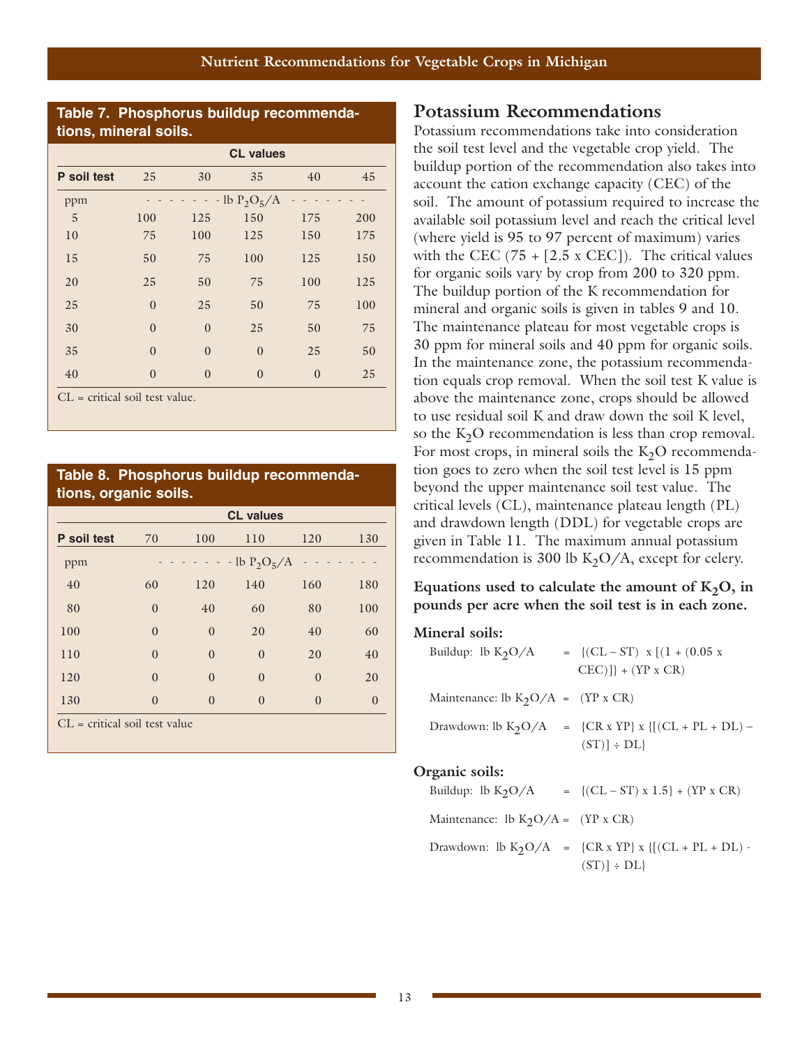**Table 7. Phosphorus buildup recommendations, mineral soils.**

| P soil test | CL values | | | | |
|---|---|---|---|---|---|
| | 25 | 30 | 35 | 40 | 45 |
| ppm | - - - - - - - lb $P_2O_5$/A - - - - - - - | | | | |
| 5 | 100 | 125 | 150 | 175 | 200 |
| 10 | 75 | 100 | 125 | 150 | 175 |
| 15 | 50 | 75 | 100 | 125 | 150 |
| 20 | 25 | 50 | 75 | 100 | 125 |
| 25 | 0 | 25 | 50 | 75 | 100 |
| 30 | 0 | 0 | 25 | 50 | 75 |
| 35 | 0 | 0 | 0 | 25 | 50 |
| 40 | 0 | 0 | 0 | 0 | 25 |

CL = critical soil test value.

**Table 8. Phosphorus buildup recommendations, organic soils.**

| P soil test | CL values | | | | |
|---|---|---|---|---|---|
| | 70 | 100 | 110 | 120 | 130 |
| ppm | - - - - - - - lb $P_2O_5$/A - - - - - - - | | | | |
| 40 | 60 | 120 | 140 | 160 | 180 |
| 80 | 0 | 40 | 60 | 80 | 100 |
| 100 | 0 | 0 | 20 | 40 | 60 |
| 110 | 0 | 0 | 0 | 20 | 40 |
| 120 | 0 | 0 | 0 | 0 | 20 |
| 130 | 0 | 0 | 0 | 0 | 0 |

CL = critical soil test value

## Potassium Recommendations

Potassium recommendations take into consideration the soil test level and the vegetable crop yield. The buildup portion of the recommendation also takes into account the cation exchange capacity (CEC) of the soil. The amount of potassium required to increase the available soil potassium level and reach the critical level (where yield is 95 to 97 percent of maximum) varies with the CEC (75 + [2.5 x CEC]). The critical values for organic soils vary by crop from 200 to 320 ppm. The buildup portion of the K recommendation for mineral and organic soils is given in tables 9 and 10. The maintenance plateau for most vegetable crops is 30 ppm for mineral soils and 40 ppm for organic soils. In the maintenance zone, the potassium recommendation equals crop removal. When the soil test K value is above the maintenance zone, crops should be allowed to use residual soil K and draw down the soil K level, so the $K_2O$ recommendation is less than crop removal. For most crops, in mineral soils the $K_2O$ recommendation goes to zero when the soil test level is 15 ppm beyond the upper maintenance soil test value. The critical levels (CL), maintenance plateau length (PL) and drawdown length (DDL) for vegetable crops are given in Table 11. The maximum annual potassium recommendation is 300 lb $K_2O$/A, except for celery.

**Equations used to calculate the amount of $K_2O$, in pounds per acre when the soil test is in each zone.**

**Mineral soils:**

Buildup: lb $K_2O$/A = {(CL – ST) x [(1 + (0.05 x CEC)]} + (YP x CR)

Maintenance: lb $K_2O$/A = (YP x CR)

Drawdown: lb $K_2O$/A = {CR x YP} x {[(CL + PL + DL) – (ST)] ÷ DL}

**Organic soils:**

Buildup: lb $K_2O$/A = {(CL – ST) x 1.5} + (YP x CR)

Maintenance: lb $K_2O$/A = (YP x CR)

Drawdown: lb $K_2O$/A = {CR x YP} x {[(CL + PL + DL) - (ST)] ÷ DL}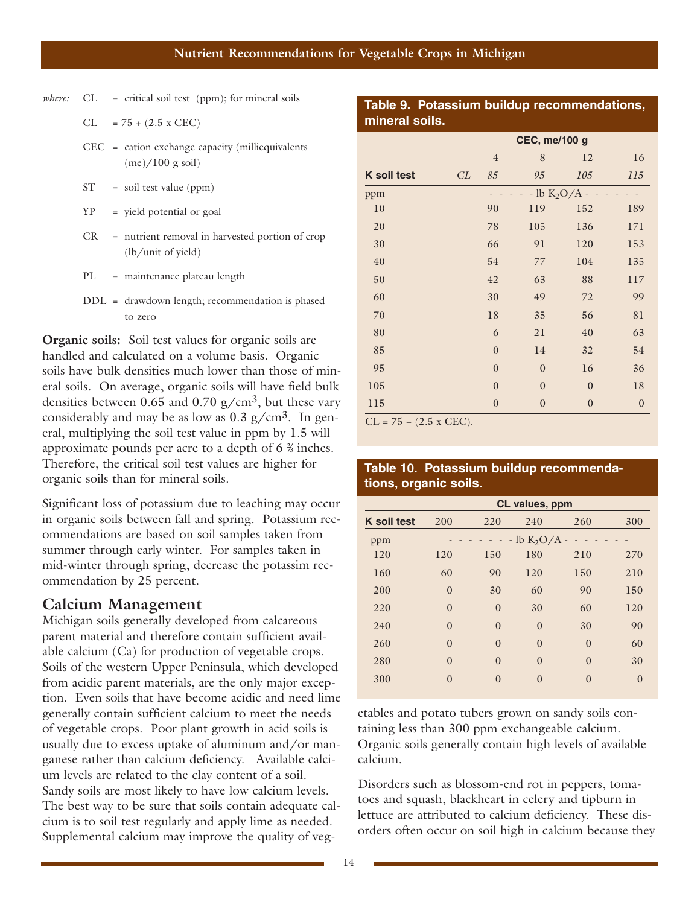*where:* CL = critical soil test (ppm); for mineral soils

CL = 75 + (2.5 x CEC)

CEC = cation exchange capacity (milliequivalents (me)/100 g soil)

ST = soil test value (ppm)

YP = yield potential or goal

CR = nutrient removal in harvested portion of crop (lb/unit of yield)

PL = maintenance plateau length

DDL = drawdown length; recommendation is phased to zero

**Organic soils:** Soil test values for organic soils are handled and calculated on a volume basis. Organic soils have bulk densities much lower than those of mineral soils. On average, organic soils will have field bulk densities between 0.65 and 0.70 g/cm$^3$, but these vary considerably and may be as low as 0.3 g/cm$^3$. In general, multiplying the soil test value in ppm by 1.5 will approximate pounds per acre to a depth of 6 ⅔ inches. Therefore, the critical soil test values are higher for organic soils than for mineral soils.

Significant loss of potassium due to leaching may occur in organic soils between fall and spring. Potassium recommendations are based on soil samples taken from summer through early winter. For samples taken in mid-winter through spring, decrease the potassim recommendation by 25 percent.

## Calcium Management

Michigan soils generally developed from calcareous parent material and therefore contain sufficient available calcium (Ca) for production of vegetable crops. Soils of the western Upper Peninsula, which developed from acidic parent materials, are the only major exception. Even soils that have become acidic and need lime generally contain sufficient calcium to meet the needs of vegetable crops. Poor plant growth in acid soils is usually due to excess uptake of aluminum and/or manganese rather than calcium deficiency. Available calcium levels are related to the clay content of a soil. Sandy soils are most likely to have low calcium levels. The best way to be sure that soils contain adequate calcium is to soil test regularly and apply lime as needed. Supplemental calcium may improve the quality of vegetables and potato tubers grown on sandy soils containing less than 300 ppm exchangeable calcium. Organic soils generally contain high levels of available calcium.

Disorders such as blossom-end rot in peppers, tomatoes and squash, blackheart in celery and tipburn in lettuce are attributed to calcium deficiency. These disorders often occur on soil high in calcium because they

**Table 9. Potassium buildup recommendations, mineral soils.**

| | CEC, me/100 g | | | | |
|---|---|---|---|---|---|
| | | 4 | 8 | 12 | 16 |
| **K soil test** | *CL* | *85* | *95* | *105* | *115* |
| ppm | | - - - - - lb $K_2O$/A - - - - - | | | |
| 10 | | 90 | 119 | 152 | 189 |
| 20 | | 78 | 105 | 136 | 171 |
| 30 | | 66 | 91 | 120 | 153 |
| 40 | | 54 | 77 | 104 | 135 |
| 50 | | 42 | 63 | 88 | 117 |
| 60 | | 30 | 49 | 72 | 99 |
| 70 | | 18 | 35 | 56 | 81 |
| 80 | | 6 | 21 | 40 | 63 |
| 85 | | 0 | 14 | 32 | 54 |
| 95 | | 0 | 0 | 16 | 36 |
| 105 | | 0 | 0 | 0 | 18 |
| 115 | | 0 | 0 | 0 | 0 |

CL = 75 + (2.5 x CEC).

**Table 10. Potassium buildup recommendations, organic soils.**

| | CL values, ppm | | | | |
|---|---|---|---|---|---|
| **K soil test** | 200 | 220 | 240 | 260 | 300 |
| ppm | - - - - - - - lb $K_2O$/A - - - - - - - | | | | |
| 120 | 120 | 150 | 180 | 210 | 270 |
| 160 | 60 | 90 | 120 | 150 | 210 |
| 200 | 0 | 30 | 60 | 90 | 150 |
| 220 | 0 | 0 | 30 | 60 | 120 |
| 240 | 0 | 0 | 0 | 30 | 90 |
| 260 | 0 | 0 | 0 | 0 | 60 |
| 280 | 0 | 0 | 0 | 0 | 30 |
| 300 | 0 | 0 | 0 | 0 | 0 |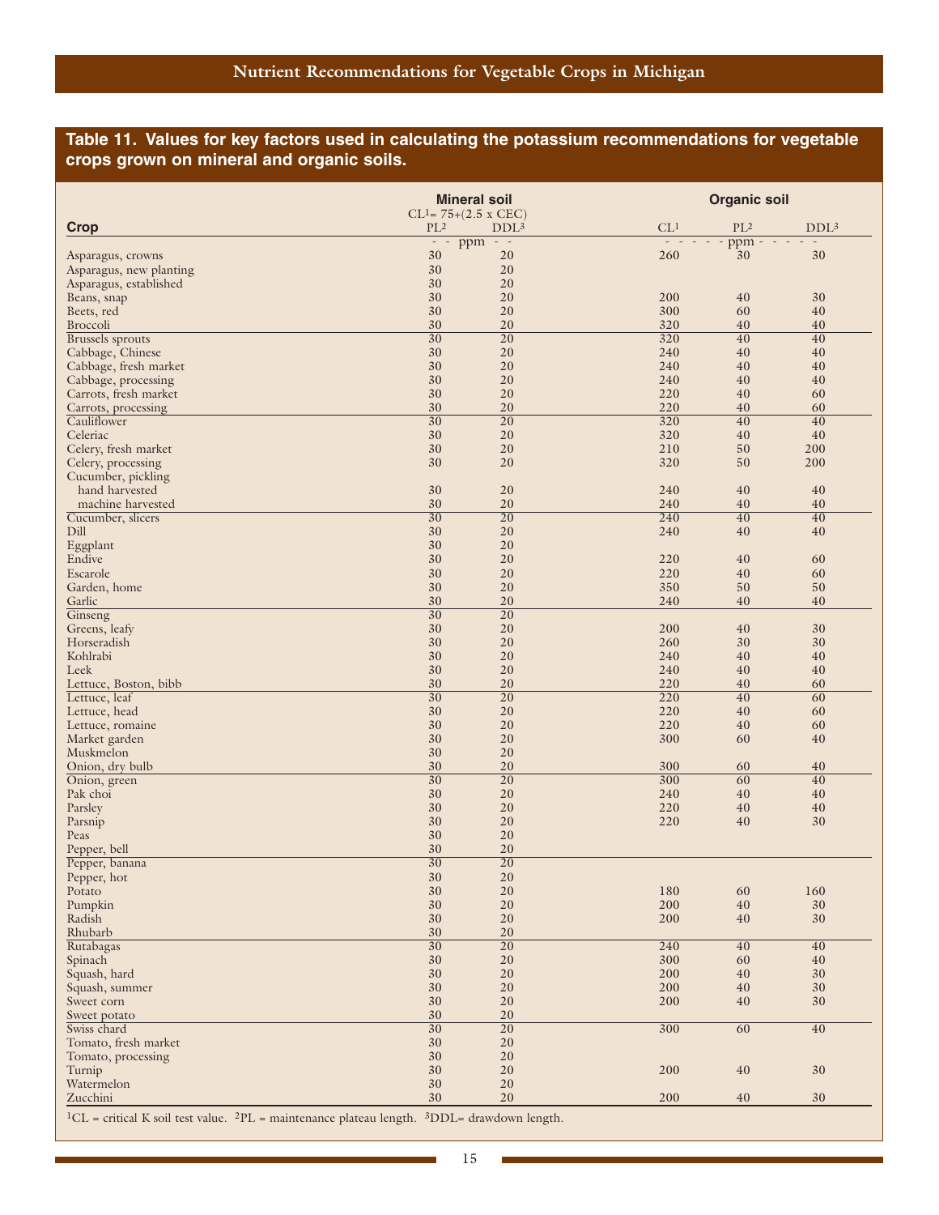## Table 11. Values for key factors used in calculating the potassium recommendations for vegetable crops grown on mineral and organic soils.

| Crop | Mineral soil $CL^1 = 75 + (2.5 \times CEC)$ | | Organic soil | | |
|---|---|---|---|---|---|
| | PL[2] | DDL[3] | CL[1] | PL[2] | DDL[3] |
| | - - ppm - - | | - - - - - ppm - - - - - | | |
| Asparagus, crowns | 30 | 20 | 260 | 30 | 30 |
| Asparagus, new planting | 30 | 20 | | | |
| Asparagus, established | 30 | 20 | | | |
| Beans, snap | 30 | 20 | 200 | 40 | 30 |
| Beets, red | 30 | 20 | 300 | 60 | 40 |
| Broccoli | 30 | 20 | 320 | 40 | 40 |
| Brussels sprouts | 30 | 20 | 320 | 40 | 40 |
| Cabbage, Chinese | 30 | 20 | 240 | 40 | 40 |
| Cabbage, fresh market | 30 | 20 | 240 | 40 | 40 |
| Cabbage, processing | 30 | 20 | 240 | 40 | 40 |
| Carrots, fresh market | 30 | 20 | 220 | 40 | 60 |
| Carrots, processing | 30 | 20 | 220 | 40 | 60 |
| Cauliflower | 30 | 20 | 320 | 40 | 40 |
| Celeriac | 30 | 20 | 320 | 40 | 40 |
| Celery, fresh market | 30 | 20 | 210 | 50 | 200 |
| Celery, processing | 30 | 20 | 320 | 50 | 200 |
| Cucumber, pickling | | | | | |
| hand harvested | 30 | 20 | 240 | 40 | 40 |
| machine harvested | 30 | 20 | 240 | 40 | 40 |
| Cucumber, slicers | 30 | 20 | 240 | 40 | 40 |
| Dill | 30 | 20 | 240 | 40 | 40 |
| Eggplant | 30 | 20 | | | |
| Endive | 30 | 20 | 220 | 40 | 60 |
| Escarole | 30 | 20 | 220 | 40 | 60 |
| Garden, home | 30 | 20 | 350 | 50 | 50 |
| Garlic | 30 | 20 | 240 | 40 | 40 |
| Ginseng | 30 | 20 | | | |
| Greens, leafy | 30 | 20 | 200 | 40 | 30 |
| Horseradish | 30 | 20 | 260 | 30 | 30 |
| Kohlrabi | 30 | 20 | 240 | 40 | 40 |
| Leek | 30 | 20 | 240 | 40 | 40 |
| Lettuce, Boston, bibb | 30 | 20 | 220 | 40 | 60 |
| Lettuce, leaf | 30 | 20 | 220 | 40 | 60 |
| Lettuce, head | 30 | 20 | 220 | 40 | 60 |
| Lettuce, romaine | 30 | 20 | 220 | 40 | 60 |
| Market garden | 30 | 20 | 300 | 60 | 40 |
| Muskmelon | 30 | 20 | | | |
| Onion, dry bulb | 30 | 20 | 300 | 60 | 40 |
| Onion, green | 30 | 20 | 300 | 60 | 40 |
| Pak choi | 30 | 20 | 240 | 40 | 40 |
| Parsley | 30 | 20 | 220 | 40 | 40 |
| Parsnip | 30 | 20 | 220 | 40 | 30 |
| Peas | 30 | 20 | | | |
| Pepper, bell | 30 | 20 | | | |
| Pepper, banana | 30 | 20 | | | |
| Pepper, hot | 30 | 20 | | | |
| Potato | 30 | 20 | 180 | 60 | 160 |
| Pumpkin | 30 | 20 | 200 | 40 | 30 |
| Radish | 30 | 20 | 200 | 40 | 30 |
| Rhubarb | 30 | 20 | | | |
| Rutabagas | 30 | 20 | 240 | 40 | 40 |
| Spinach | 30 | 20 | 300 | 60 | 40 |
| Squash, hard | 30 | 20 | 200 | 40 | 30 |
| Squash, summer | 30 | 20 | 200 | 40 | 30 |
| Sweet corn | 30 | 20 | 200 | 40 | 30 |
| Sweet potato | 30 | 20 | | | |
| Swiss chard | 30 | 20 | 300 | 60 | 40 |
| Tomato, fresh market | 30 | 20 | | | |
| Tomato, processing | 30 | 20 | | | |
| Turnip | 30 | 20 | 200 | 40 | 30 |
| Watermelon | 30 | 20 | | | |
| Zucchini | 30 | 20 | 200 | 40 | 30 |

[1]CL = critical K soil test value. [2]PL = maintenance plateau length. [3]DDL= drawdown length.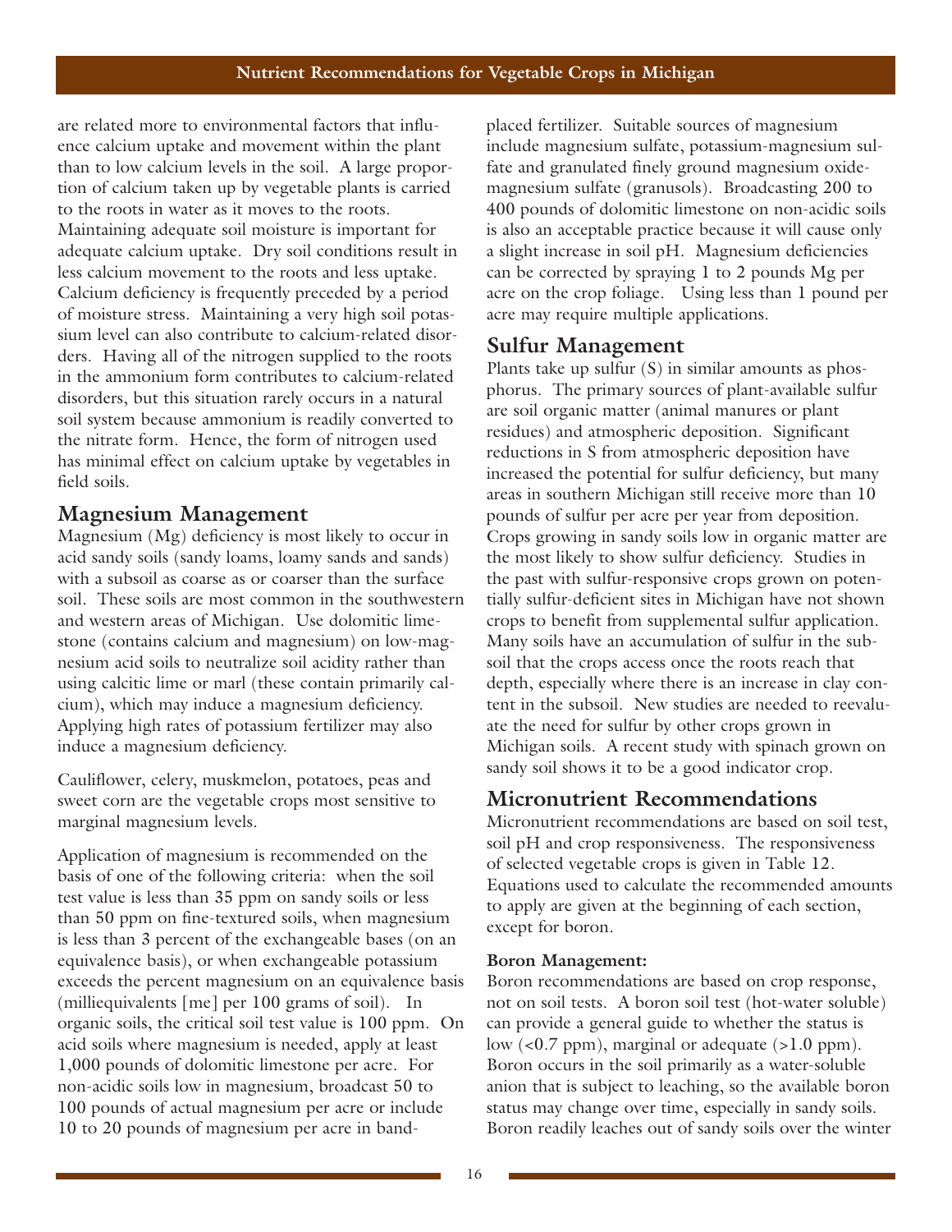are related more to environmental factors that influence calcium uptake and movement within the plant than to low calcium levels in the soil. A large proportion of calcium taken up by vegetable plants is carried to the roots in water as it moves to the roots. Maintaining adequate soil moisture is important for adequate calcium uptake. Dry soil conditions result in less calcium movement to the roots and less uptake. Calcium deficiency is frequently preceded by a period of moisture stress. Maintaining a very high soil potassium level can also contribute to calcium-related disorders. Having all of the nitrogen supplied to the roots in the ammonium form contributes to calcium-related disorders, but this situation rarely occurs in a natural soil system because ammonium is readily converted to the nitrate form. Hence, the form of nitrogen used has minimal effect on calcium uptake by vegetables in field soils.

## Magnesium Management

Magnesium (Mg) deficiency is most likely to occur in acid sandy soils (sandy loams, loamy sands and sands) with a subsoil as coarse as or coarser than the surface soil. These soils are most common in the southwestern and western areas of Michigan. Use dolomitic limestone (contains calcium and magnesium) on low-magnesium acid soils to neutralize soil acidity rather than using calcitic lime or marl (these contain primarily calcium), which may induce a magnesium deficiency. Applying high rates of potassium fertilizer may also induce a magnesium deficiency.

Cauliflower, celery, muskmelon, potatoes, peas and sweet corn are the vegetable crops most sensitive to marginal magnesium levels.

Application of magnesium is recommended on the basis of one of the following criteria: when the soil test value is less than 35 ppm on sandy soils or less than 50 ppm on fine-textured soils, when magnesium is less than 3 percent of the exchangeable bases (on an equivalence basis), or when exchangeable potassium exceeds the percent magnesium on an equivalence basis (milliequivalents [me] per 100 grams of soil). In organic soils, the critical soil test value is 100 ppm. On acid soils where magnesium is needed, apply at least 1,000 pounds of dolomitic limestone per acre. For non-acidic soils low in magnesium, broadcast 50 to 100 pounds of actual magnesium per acre or include 10 to 20 pounds of magnesium per acre in band-placed fertilizer. Suitable sources of magnesium include magnesium sulfate, potassium-magnesium sulfate and granulated finely ground magnesium oxide-magnesium sulfate (granusols). Broadcasting 200 to 400 pounds of dolomitic limestone on non-acidic soils is also an acceptable practice because it will cause only a slight increase in soil pH. Magnesium deficiencies can be corrected by spraying 1 to 2 pounds Mg per acre on the crop foliage. Using less than 1 pound per acre may require multiple applications.

## Sulfur Management

Plants take up sulfur (S) in similar amounts as phosphorus. The primary sources of plant-available sulfur are soil organic matter (animal manures or plant residues) and atmospheric deposition. Significant reductions in S from atmospheric deposition have increased the potential for sulfur deficiency, but many areas in southern Michigan still receive more than 10 pounds of sulfur per acre per year from deposition. Crops growing in sandy soils low in organic matter are the most likely to show sulfur deficiency. Studies in the past with sulfur-responsive crops grown on potentially sulfur-deficient sites in Michigan have not shown crops to benefit from supplemental sulfur application. Many soils have an accumulation of sulfur in the subsoil that the crops access once the roots reach that depth, especially where there is an increase in clay content in the subsoil. New studies are needed to reevaluate the need for sulfur by other crops grown in Michigan soils. A recent study with spinach grown on sandy soil shows it to be a good indicator crop.

## Micronutrient Recommendations

Micronutrient recommendations are based on soil test, soil pH and crop responsiveness. The responsiveness of selected vegetable crops is given in Table 12. Equations used to calculate the recommended amounts to apply are given at the beginning of each section, except for boron.

**Boron Management:**

Boron recommendations are based on crop response, not on soil tests. A boron soil test (hot-water soluble) can provide a general guide to whether the status is low (<0.7 ppm), marginal or adequate (>1.0 ppm). Boron occurs in the soil primarily as a water-soluble anion that is subject to leaching, so the available boron status may change over time, especially in sandy soils. Boron readily leaches out of sandy soils over the winter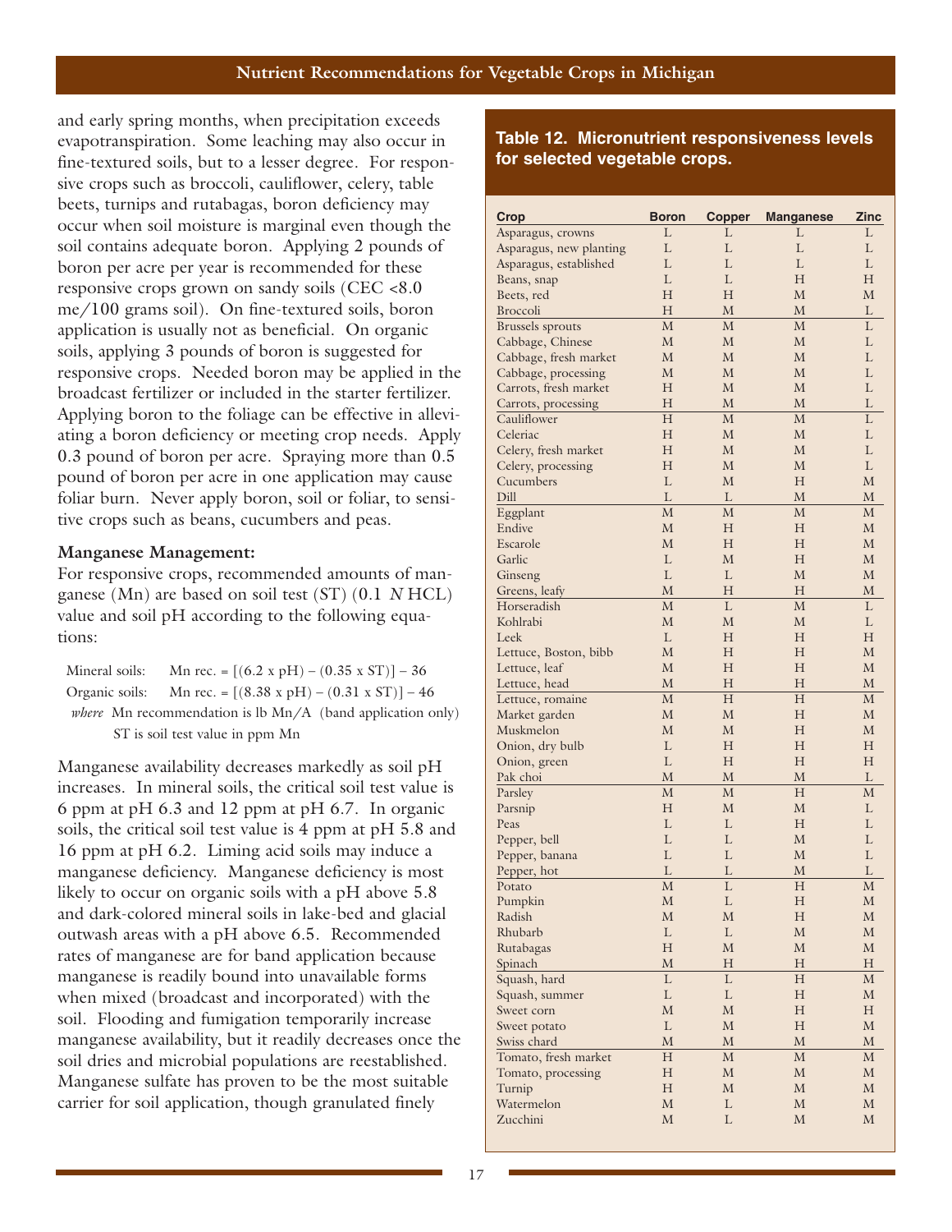and early spring months, when precipitation exceeds evapotranspiration. Some leaching may also occur in fine-textured soils, but to a lesser degree. For responsive crops such as broccoli, cauliflower, celery, table beets, turnips and rutabagas, boron deficiency may occur when soil moisture is marginal even though the soil contains adequate boron. Applying 2 pounds of boron per acre per year is recommended for these responsive crops grown on sandy soils (CEC <8.0 me/100 grams soil). On fine-textured soils, boron application is usually not as beneficial. On organic soils, applying 3 pounds of boron is suggested for responsive crops. Needed boron may be applied in the broadcast fertilizer or included in the starter fertilizer. Applying boron to the foliage can be effective in alleviating a boron deficiency or meeting crop needs. Apply 0.3 pound of boron per acre. Spraying more than 0.5 pound of boron per acre in one application may cause foliar burn. Never apply boron, soil or foliar, to sensitive crops such as beans, cucumbers and peas.

**Manganese Management:**

For responsive crops, recommended amounts of manganese (Mn) are based on soil test (ST) (0.1 *N* HCL) value and soil pH according to the following equations:

Mineral soils: $\text{Mn rec.} = [(6.2 \times \text{pH}) - (0.35 \times \text{ST})] - 36$

Organic soils: $\text{Mn rec.} = [(8.38 \times \text{pH}) - (0.31 \times \text{ST})] - 46$

*where* Mn recommendation is lb Mn/A (band application only)
ST is soil test value in ppm Mn

Manganese availability decreases markedly as soil pH increases. In mineral soils, the critical soil test value is 6 ppm at pH 6.3 and 12 ppm at pH 6.7. In organic soils, the critical soil test value is 4 ppm at pH 5.8 and 16 ppm at pH 6.2. Liming acid soils may induce a manganese deficiency. Manganese deficiency is most likely to occur on organic soils with a pH above 5.8 and dark-colored mineral soils in lake-bed and glacial outwash areas with a pH above 6.5. Recommended rates of manganese are for band application because manganese is readily bound into unavailable forms when mixed (broadcast and incorporated) with the soil. Flooding and fumigation temporarily increase manganese availability, but it readily decreases once the soil dries and microbial populations are reestablished. Manganese sulfate has proven to be the most suitable carrier for soil application, though granulated finely

**Table 12. Micronutrient responsiveness levels for selected vegetable crops.**

| Crop | Boron | Copper | Manganese | Zinc |
|---|---|---|---|---|
| Asparagus, crowns | L | L | L | L |
| Asparagus, new planting | L | L | L | L |
| Asparagus, established | L | L | L | L |
| Beans, snap | L | L | H | H |
| Beets, red | H | H | M | M |
| Broccoli | H | M | M | L |
| Brussels sprouts | M | M | M | L |
| Cabbage, Chinese | M | M | M | L |
| Cabbage, fresh market | M | M | M | L |
| Cabbage, processing | M | M | M | L |
| Carrots, fresh market | H | M | M | L |
| Carrots, processing | H | M | M | L |
| Cauliflower | H | M | M | L |
| Celeriac | H | M | M | L |
| Celery, fresh market | H | M | M | L |
| Celery, processing | H | M | M | L |
| Cucumbers | L | M | H | M |
| Dill | L | L | M | M |
| Eggplant | M | M | M | M |
| Endive | M | H | H | M |
| Escarole | M | H | H | M |
| Garlic | L | M | H | M |
| Ginseng | L | L | M | M |
| Greens, leafy | M | H | H | M |
| Horseradish | M | L | M | L |
| Kohlrabi | M | M | M | L |
| Leek | L | H | H | H |
| Lettuce, Boston, bibb | M | H | H | M |
| Lettuce, leaf | M | H | H | M |
| Lettuce, head | M | H | H | M |
| Lettuce, romaine | M | H | H | M |
| Market garden | M | M | H | M |
| Muskmelon | M | M | H | M |
| Onion, dry bulb | L | H | H | H |
| Onion, green | L | H | H | H |
| Pak choi | M | M | M | L |
| Parsley | M | M | H | M |
| Parsnip | H | M | M | L |
| Peas | L | L | H | L |
| Pepper, bell | L | L | M | L |
| Pepper, banana | L | L | M | L |
| Pepper, hot | L | L | M | L |
| Potato | M | L | H | M |
| Pumpkin | M | L | H | M |
| Radish | M | M | H | M |
| Rhubarb | L | L | M | M |
| Rutabagas | H | M | M | M |
| Spinach | M | H | H | H |
| Squash, hard | L | L | H | M |
| Squash, summer | L | L | H | M |
| Sweet corn | M | M | H | H |
| Sweet potato | L | M | H | M |
| Swiss chard | M | M | M | M |
| Tomato, fresh market | H | M | M | M |
| Tomato, processing | H | M | M | M |
| Turnip | H | M | M | M |
| Watermelon | M | L | M | M |
| Zucchini | M | L | M | M |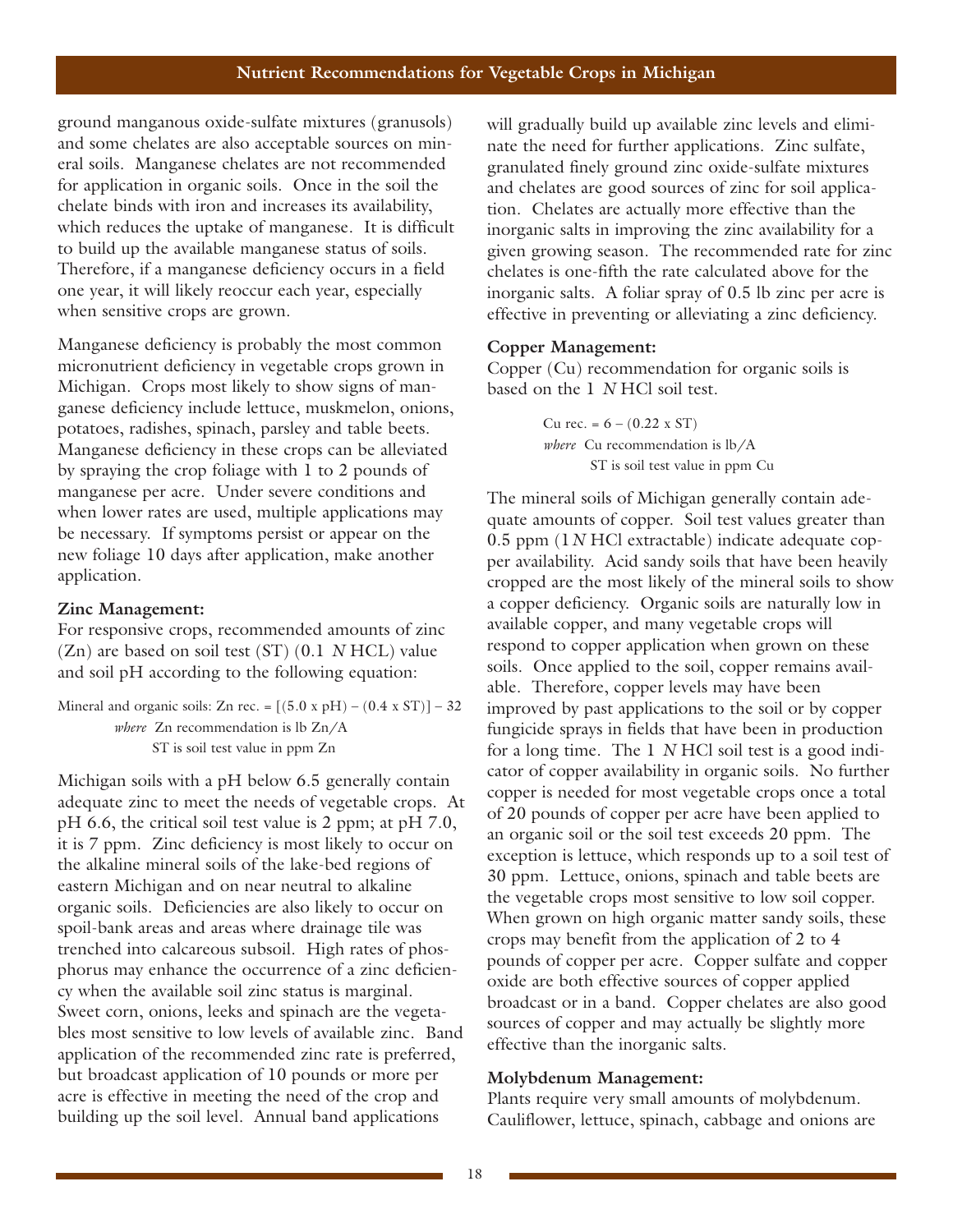ground manganous oxide-sulfate mixtures (granusols) and some chelates are also acceptable sources on mineral soils. Manganese chelates are not recommended for application in organic soils. Once in the soil the chelate binds with iron and increases its availability, which reduces the uptake of manganese. It is difficult to build up the available manganese status of soils. Therefore, if a manganese deficiency occurs in a field one year, it will likely reoccur each year, especially when sensitive crops are grown.

Manganese deficiency is probably the most common micronutrient deficiency in vegetable crops grown in Michigan. Crops most likely to show signs of manganese deficiency include lettuce, muskmelon, onions, potatoes, radishes, spinach, parsley and table beets. Manganese deficiency in these crops can be alleviated by spraying the crop foliage with 1 to 2 pounds of manganese per acre. Under severe conditions and when lower rates are used, multiple applications may be necessary. If symptoms persist or appear on the new foliage 10 days after application, make another application.

**Zinc Management:**

For responsive crops, recommended amounts of zinc (Zn) are based on soil test (ST) (0.1 *N* HCL) value and soil pH according to the following equation:

Mineral and organic soils: Zn rec. = $[(5.0 \times pH) - (0.4 \times ST)] - 32$

*where* Zn recommendation is lb Zn/A
ST is soil test value in ppm Zn

Michigan soils with a pH below 6.5 generally contain adequate zinc to meet the needs of vegetable crops. At pH 6.6, the critical soil test value is 2 ppm; at pH 7.0, it is 7 ppm. Zinc deficiency is most likely to occur on the alkaline mineral soils of the lake-bed regions of eastern Michigan and on near neutral to alkaline organic soils. Deficiencies are also likely to occur on spoil-bank areas and areas where drainage tile was trenched into calcareous subsoil. High rates of phosphorus may enhance the occurrence of a zinc deficiency when the available soil zinc status is marginal. Sweet corn, onions, leeks and spinach are the vegetables most sensitive to low levels of available zinc. Band application of the recommended zinc rate is preferred, but broadcast application of 10 pounds or more per acre is effective in meeting the need of the crop and building up the soil level. Annual band applications will gradually build up available zinc levels and eliminate the need for further applications. Zinc sulfate, granulated finely ground zinc oxide-sulfate mixtures and chelates are good sources of zinc for soil application. Chelates are actually more effective than the inorganic salts in improving the zinc availability for a given growing season. The recommended rate for zinc chelates is one-fifth the rate calculated above for the inorganic salts. A foliar spray of 0.5 lb zinc per acre is effective in preventing or alleviating a zinc deficiency.

**Copper Management:**

Copper (Cu) recommendation for organic soils is based on the 1 *N* HCl soil test.

Cu rec. = $6 - (0.22 \times ST)$

*where* Cu recommendation is lb/A
ST is soil test value in ppm Cu

The mineral soils of Michigan generally contain adequate amounts of copper. Soil test values greater than 0.5 ppm (1 *N* HCl extractable) indicate adequate copper availability. Acid sandy soils that have been heavily cropped are the most likely of the mineral soils to show a copper deficiency. Organic soils are naturally low in available copper, and many vegetable crops will respond to copper application when grown on these soils. Once applied to the soil, copper remains available. Therefore, copper levels may have been improved by past applications to the soil or by copper fungicide sprays in fields that have been in production for a long time. The 1 *N* HCl soil test is a good indicator of copper availability in organic soils. No further copper is needed for most vegetable crops once a total of 20 pounds of copper per acre have been applied to an organic soil or the soil test exceeds 20 ppm. The exception is lettuce, which responds up to a soil test of 30 ppm. Lettuce, onions, spinach and table beets are the vegetable crops most sensitive to low soil copper. When grown on high organic matter sandy soils, these crops may benefit from the application of 2 to 4 pounds of copper per acre. Copper sulfate and copper oxide are both effective sources of copper applied broadcast or in a band. Copper chelates are also good sources of copper and may actually be slightly more effective than the inorganic salts.

**Molybdenum Management:**

Plants require very small amounts of molybdenum. Cauliflower, lettuce, spinach, cabbage and onions are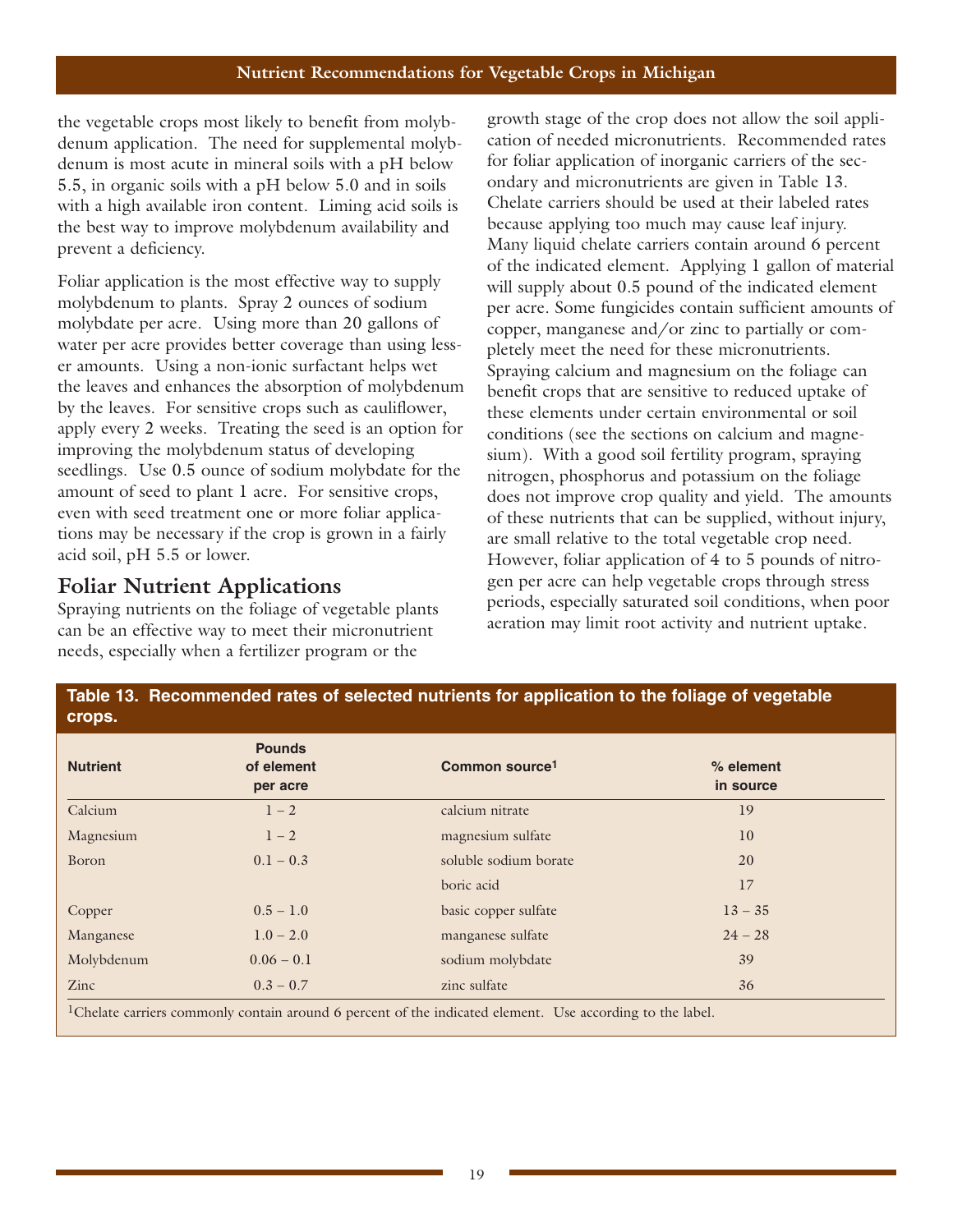the vegetable crops most likely to benefit from molybdenum application. The need for supplemental molybdenum is most acute in mineral soils with a pH below 5.5, in organic soils with a pH below 5.0 and in soils with a high available iron content. Liming acid soils is the best way to improve molybdenum availability and prevent a deficiency.

Foliar application is the most effective way to supply molybdenum to plants. Spray 2 ounces of sodium molybdate per acre. Using more than 20 gallons of water per acre provides better coverage than using lesser amounts. Using a non-ionic surfactant helps wet the leaves and enhances the absorption of molybdenum by the leaves. For sensitive crops such as cauliflower, apply every 2 weeks. Treating the seed is an option for improving the molybdenum status of developing seedlings. Use 0.5 ounce of sodium molybdate for the amount of seed to plant 1 acre. For sensitive crops, even with seed treatment one or more foliar applications may be necessary if the crop is grown in a fairly acid soil, pH 5.5 or lower.

## Foliar Nutrient Applications

Spraying nutrients on the foliage of vegetable plants can be an effective way to meet their micronutrient needs, especially when a fertilizer program or the growth stage of the crop does not allow the soil application of needed micronutrients. Recommended rates for foliar application of inorganic carriers of the secondary and micronutrients are given in Table 13. Chelate carriers should be used at their labeled rates because applying too much may cause leaf injury. Many liquid chelate carriers contain around 6 percent of the indicated element. Applying 1 gallon of material will supply about 0.5 pound of the indicated element per acre. Some fungicides contain sufficient amounts of copper, manganese and/or zinc to partially or completely meet the need for these micronutrients. Spraying calcium and magnesium on the foliage can benefit crops that are sensitive to reduced uptake of these elements under certain environmental or soil conditions (see the sections on calcium and magnesium). With a good soil fertility program, spraying nitrogen, phosphorus and potassium on the foliage does not improve crop quality and yield. The amounts of these nutrients that can be supplied, without injury, are small relative to the total vegetable crop need. However, foliar application of 4 to 5 pounds of nitrogen per acre can help vegetable crops through stress periods, especially saturated soil conditions, when poor aeration may limit root activity and nutrient uptake.

**Table 13. Recommended rates of selected nutrients for application to the foliage of vegetable crops.**

| Nutrient | Pounds of element per acre | Common source[1] | % element in source |
|---|---|---|---|
| Calcium | 1 – 2 | calcium nitrate | 19 |
| Magnesium | 1 – 2 | magnesium sulfate | 10 |
| Boron | 0.1 – 0.3 | soluble sodium borate | 20 |
| | | boric acid | 17 |
| Copper | 0.5 – 1.0 | basic copper sulfate | 13 – 35 |
| Manganese | 1.0 – 2.0 | manganese sulfate | 24 – 28 |
| Molybdenum | 0.06 – 0.1 | sodium molybdate | 39 |
| Zinc | 0.3 – 0.7 | zinc sulfate | 36 |

[1]Chelate carriers commonly contain around 6 percent of the indicated element. Use according to the label.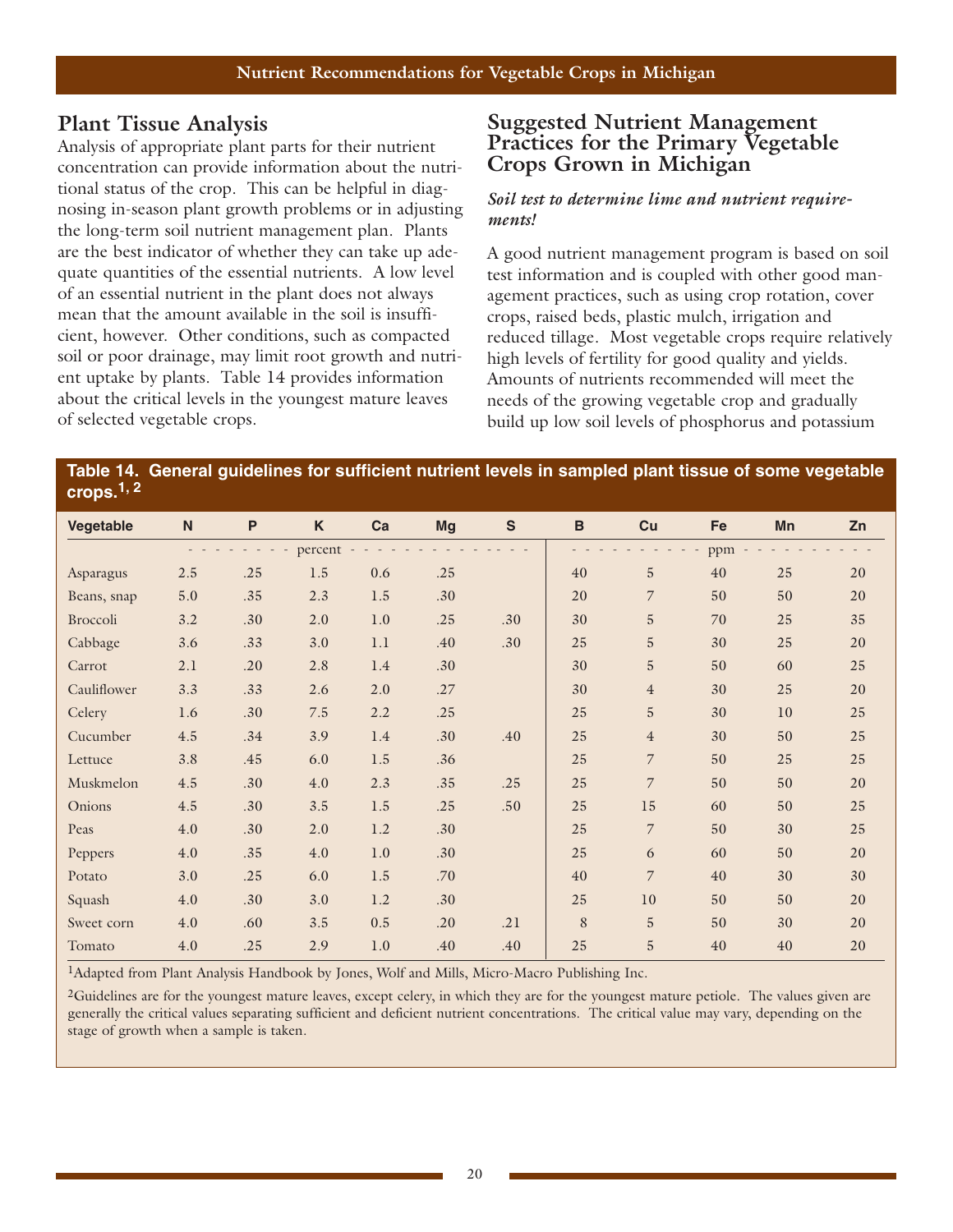## Plant Tissue Analysis

Analysis of appropriate plant parts for their nutrient concentration can provide information about the nutritional status of the crop. This can be helpful in diagnosing in-season plant growth problems or in adjusting the long-term soil nutrient management plan. Plants are the best indicator of whether they can take up adequate quantities of the essential nutrients. A low level of an essential nutrient in the plant does not always mean that the amount available in the soil is insufficient, however. Other conditions, such as compacted soil or poor drainage, may limit root growth and nutrient uptake by plants. Table 14 provides information about the critical levels in the youngest mature leaves of selected vegetable crops.

## Suggested Nutrient Management Practices for the Primary Vegetable Crops Grown in Michigan

***Soil test to determine lime and nutrient requirements!***

A good nutrient management program is based on soil test information and is coupled with other good management practices, such as using crop rotation, cover crops, raised beds, plastic mulch, irrigation and reduced tillage. Most vegetable crops require relatively high levels of fertility for good quality and yields. Amounts of nutrients recommended will meet the needs of the growing vegetable crop and gradually build up low soil levels of phosphorus and potassium

**Table 14. General guidelines for sufficient nutrient levels in sampled plant tissue of some vegetable crops.[1, 2]**

| Vegetable | N | P | K | Ca | Mg | S | B | Cu | Fe | Mn | Zn |
|---|---|---|---|---|---|---|---|---|---|---|---|
| | percent | | | | | | ppm | | | | |
| Asparagus | 2.5 | .25 | 1.5 | 0.6 | .25 | | 40 | 5 | 40 | 25 | 20 |
| Beans, snap | 5.0 | .35 | 2.3 | 1.5 | .30 | | 20 | 7 | 50 | 50 | 20 |
| Broccoli | 3.2 | .30 | 2.0 | 1.0 | .25 | .30 | 30 | 5 | 70 | 25 | 35 |
| Cabbage | 3.6 | .33 | 3.0 | 1.1 | .40 | .30 | 25 | 5 | 30 | 25 | 20 |
| Carrot | 2.1 | .20 | 2.8 | 1.4 | .30 | | 30 | 5 | 50 | 60 | 25 |
| Cauliflower | 3.3 | .33 | 2.6 | 2.0 | .27 | | 30 | 4 | 30 | 25 | 20 |
| Celery | 1.6 | .30 | 7.5 | 2.2 | .25 | | 25 | 5 | 30 | 10 | 25 |
| Cucumber | 4.5 | .34 | 3.9 | 1.4 | .30 | .40 | 25 | 4 | 30 | 50 | 25 |
| Lettuce | 3.8 | .45 | 6.0 | 1.5 | .36 | | 25 | 7 | 50 | 25 | 25 |
| Muskmelon | 4.5 | .30 | 4.0 | 2.3 | .35 | .25 | 25 | 7 | 50 | 50 | 20 |
| Onions | 4.5 | .30 | 3.5 | 1.5 | .25 | .50 | 25 | 15 | 60 | 50 | 25 |
| Peas | 4.0 | .30 | 2.0 | 1.2 | .30 | | 25 | 7 | 50 | 30 | 25 |
| Peppers | 4.0 | .35 | 4.0 | 1.0 | .30 | | 25 | 6 | 60 | 50 | 20 |
| Potato | 3.0 | .25 | 6.0 | 1.5 | .70 | | 40 | 7 | 40 | 30 | 30 |
| Squash | 4.0 | .30 | 3.0 | 1.2 | .30 | | 25 | 10 | 50 | 50 | 20 |
| Sweet corn | 4.0 | .60 | 3.5 | 0.5 | .20 | .21 | 8 | 5 | 50 | 30 | 20 |
| Tomato | 4.0 | .25 | 2.9 | 1.0 | .40 | .40 | 25 | 5 | 40 | 40 | 20 |

[1]Adapted from Plant Analysis Handbook by Jones, Wolf and Mills, Micro-Macro Publishing Inc.

[2]Guidelines are for the youngest mature leaves, except celery, in which they are for the youngest mature petiole. The values given are generally the critical values separating sufficient and deficient nutrient concentrations. The critical value may vary, depending on the stage of growth when a sample is taken.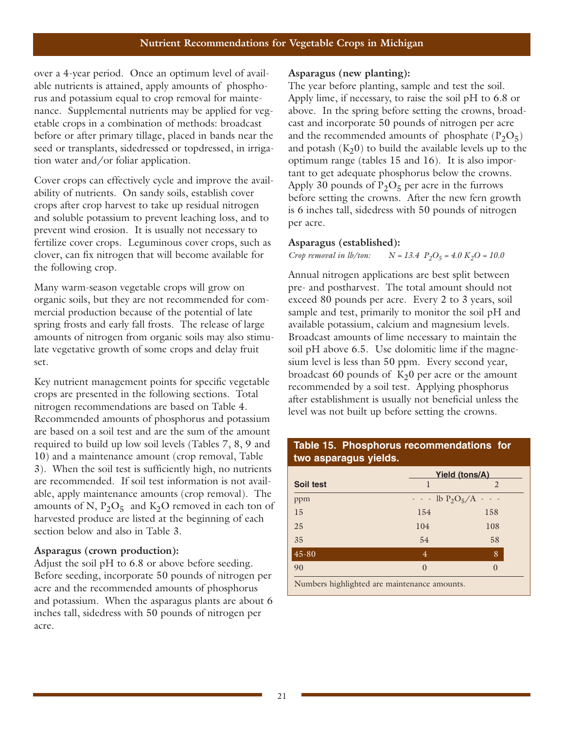over a 4-year period. Once an optimum level of available nutrients is attained, apply amounts of phosphorus and potassium equal to crop removal for maintenance. Supplemental nutrients may be applied for vegetable crops in a combination of methods: broadcast before or after primary tillage, placed in bands near the seed or transplants, sidedressed or topdressed, in irrigation water and/or foliar application.

Cover crops can effectively cycle and improve the availability of nutrients. On sandy soils, establish cover crops after crop harvest to take up residual nitrogen and soluble potassium to prevent leaching loss, and to prevent wind erosion. It is usually not necessary to fertilize cover crops. Leguminous cover crops, such as clover, can fix nitrogen that will become available for the following crop.

Many warm-season vegetable crops will grow on organic soils, but they are not recommended for commercial production because of the potential of late spring frosts and early fall frosts. The release of large amounts of nitrogen from organic soils may also stimulate vegetative growth of some crops and delay fruit set.

Key nutrient management points for specific vegetable crops are presented in the following sections. Total nitrogen recommendations are based on Table 4. Recommended amounts of phosphorus and potassium are based on a soil test and are the sum of the amount required to build up low soil levels (Tables 7, 8, 9 and 10) and a maintenance amount (crop removal, Table 3). When the soil test is sufficiently high, no nutrients are recommended. If soil test information is not available, apply maintenance amounts (crop removal). The amounts of N, $P_2O_5$ and $K_2O$ removed in each ton of harvested produce are listed at the beginning of each section below and also in Table 3.

**Asparagus (crown production):**
Adjust the soil pH to 6.8 or above before seeding. Before seeding, incorporate 50 pounds of nitrogen per acre and the recommended amounts of phosphorus and potassium. When the asparagus plants are about 6 inches tall, sidedress with 50 pounds of nitrogen per acre.

**Asparagus (new planting):**
The year before planting, sample and test the soil. Apply lime, if necessary, to raise the soil pH to 6.8 or above. In the spring before setting the crowns, broadcast and incorporate 50 pounds of nitrogen per acre and the recommended amounts of phosphate ($P_2O_5$) and potash ($K_20$) to build the available levels up to the optimum range (tables 15 and 16). It is also important to get adequate phosphorus below the crowns. Apply 30 pounds of $P_2O_5$ per acre in the furrows before setting the crowns. After the new fern growth is 6 inches tall, sidedress with 50 pounds of nitrogen per acre.

**Asparagus (established):**
*Crop removal in lb/ton:* *N = 13.4 $P_2O_5$ = 4.0 $K_2O$ = 10.0*

Annual nitrogen applications are best split between pre- and postharvest. The total amount should not exceed 80 pounds per acre. Every 2 to 3 years, soil sample and test, primarily to monitor the soil pH and available potassium, calcium and magnesium levels. Broadcast amounts of lime necessary to maintain the soil pH above 6.5. Use dolomitic lime if the magnesium level is less than 50 ppm. Every second year, broadcast 60 pounds of $K_20$ per acre or the amount recommended by a soil test. Applying phosphorus after establishment is usually not beneficial unless the level was not built up before setting the crowns.

**Table 15. Phosphorus recommendations for two asparagus yields.**

| | Yield (tons/A) | |
|---|---|---|
| **Soil test** | 1 | 2 |
| ppm | - - - lb $P_2O_5$/A - - - | |
| 15 | 154 | 158 |
| 25 | 104 | 108 |
| 35 | 54 | 58 |
| **45-80** | **4** | **8** |
| 90 | 0 | 0 |

Numbers highlighted are maintenance amounts.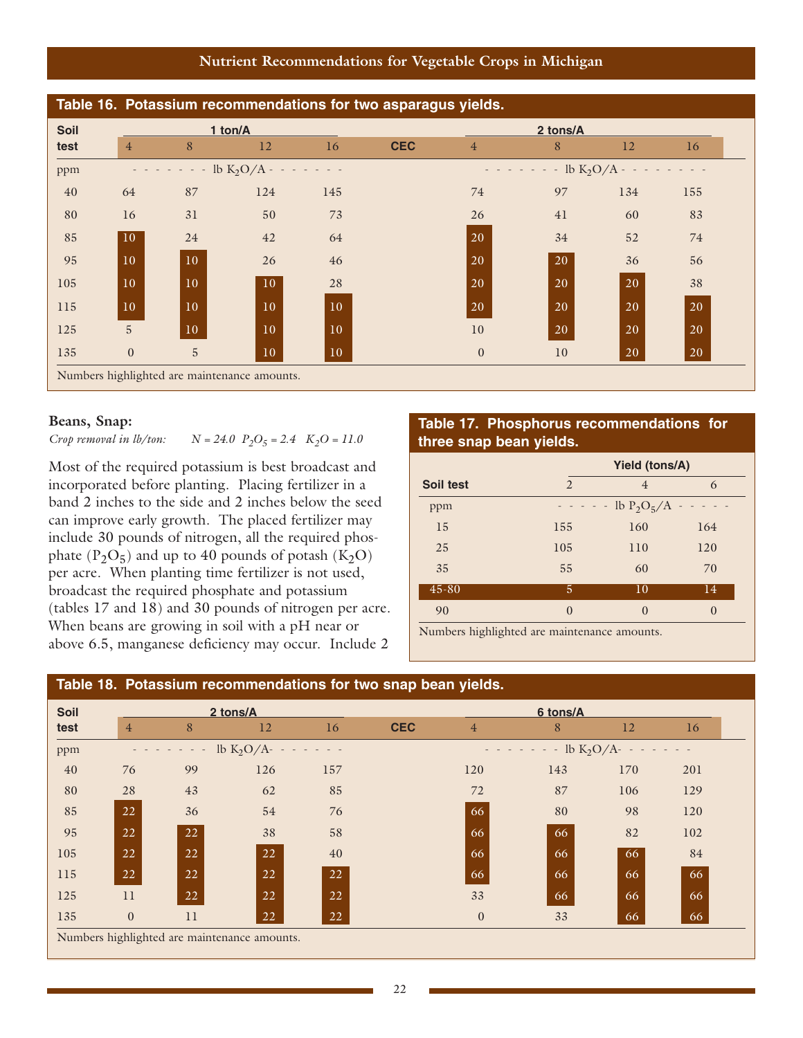## Table 16. Potassium recommendations for two asparagus yields.

| Soil test | 1 ton/A | | | | CEC | 2 tons/A | | | |
|---|---|---|---|---|---|---|---|---|---|
| | 4 | 8 | 12 | 16 | | 4 | 8 | 12 | 16 |
| ppm | lb $K_2O$/A | | | | | lb $K_2O$/A | | | |
| 40 | 64 | 87 | 124 | 145 | | 74 | 97 | 134 | 155 |
| 80 | 16 | 31 | 50 | 73 | | 26 | 41 | 60 | 83 |
| 85 | **10** | 24 | 42 | 64 | | **20** | 34 | 52 | 74 |
| 95 | **10** | **10** | 26 | 46 | | **20** | **20** | 36 | 56 |
| 105 | **10** | **10** | **10** | 28 | | **20** | **20** | **20** | 38 |
| 115 | **10** | **10** | **10** | **10** | | **20** | **20** | **20** | **20** |
| 125 | 5 | **10** | **10** | **10** | | 10 | **20** | **20** | **20** |
| 135 | 0 | 5 | **10** | **10** | | 0 | 10 | **20** | **20** |

Numbers highlighted are maintenance amounts.

### Beans, Snap:

*Crop removal in lb/ton:* $N = 24.0$ $P_2O_5 = 2.4$ $K_2O = 11.0$

Most of the required potassium is best broadcast and incorporated before planting. Placing fertilizer in a band 2 inches to the side and 2 inches below the seed can improve early growth. The placed fertilizer may include 30 pounds of nitrogen, all the required phosphate ($P_2O_5$) and up to 40 pounds of potash ($K_2O$) per acre. When planting time fertilizer is not used, broadcast the required phosphate and potassium (tables 17 and 18) and 30 pounds of nitrogen per acre. When beans are growing in soil with a pH near or above 6.5, manganese deficiency may occur. Include 2

## Table 17. Phosphorus recommendations for three snap bean yields.

| Soil test | Yield (tons/A) | | |
|---|---|---|---|
| | 2 | 4 | 6 |
| ppm | lb $P_2O_5$/A | | |
| 15 | 155 | 160 | 164 |
| 25 | 105 | 110 | 120 |
| 35 | 55 | 60 | 70 |
| **45-80** | **5** | **10** | **14** |
| 90 | 0 | 0 | 0 |

Numbers highlighted are maintenance amounts.

## Table 18. Potassium recommendations for two snap bean yields.

| Soil test | 2 tons/A | | | | CEC | 6 tons/A | | | |
|---|---|---|---|---|---|---|---|---|---|
| | 4 | 8 | 12 | 16 | | 4 | 8 | 12 | 16 |
| ppm | lb $K_2O$/A | | | | | lb $K_2O$/A | | | |
| 40 | 76 | 99 | 126 | 157 | | 120 | 143 | 170 | 201 |
| 80 | 28 | 43 | 62 | 85 | | 72 | 87 | 106 | 129 |
| 85 | **22** | 36 | 54 | 76 | | **66** | 80 | 98 | 120 |
| 95 | **22** | **22** | 38 | 58 | | **66** | **66** | 82 | 102 |
| 105 | **22** | **22** | **22** | 40 | | **66** | **66** | **66** | 84 |
| 115 | **22** | **22** | **22** | **22** | | **66** | **66** | **66** | **66** |
| 125 | 11 | **22** | **22** | **22** | | 33 | **66** | **66** | **66** |
| 135 | 0 | 11 | **22** | **22** | | 0 | 33 | **66** | **66** |

Numbers highlighted are maintenance amounts.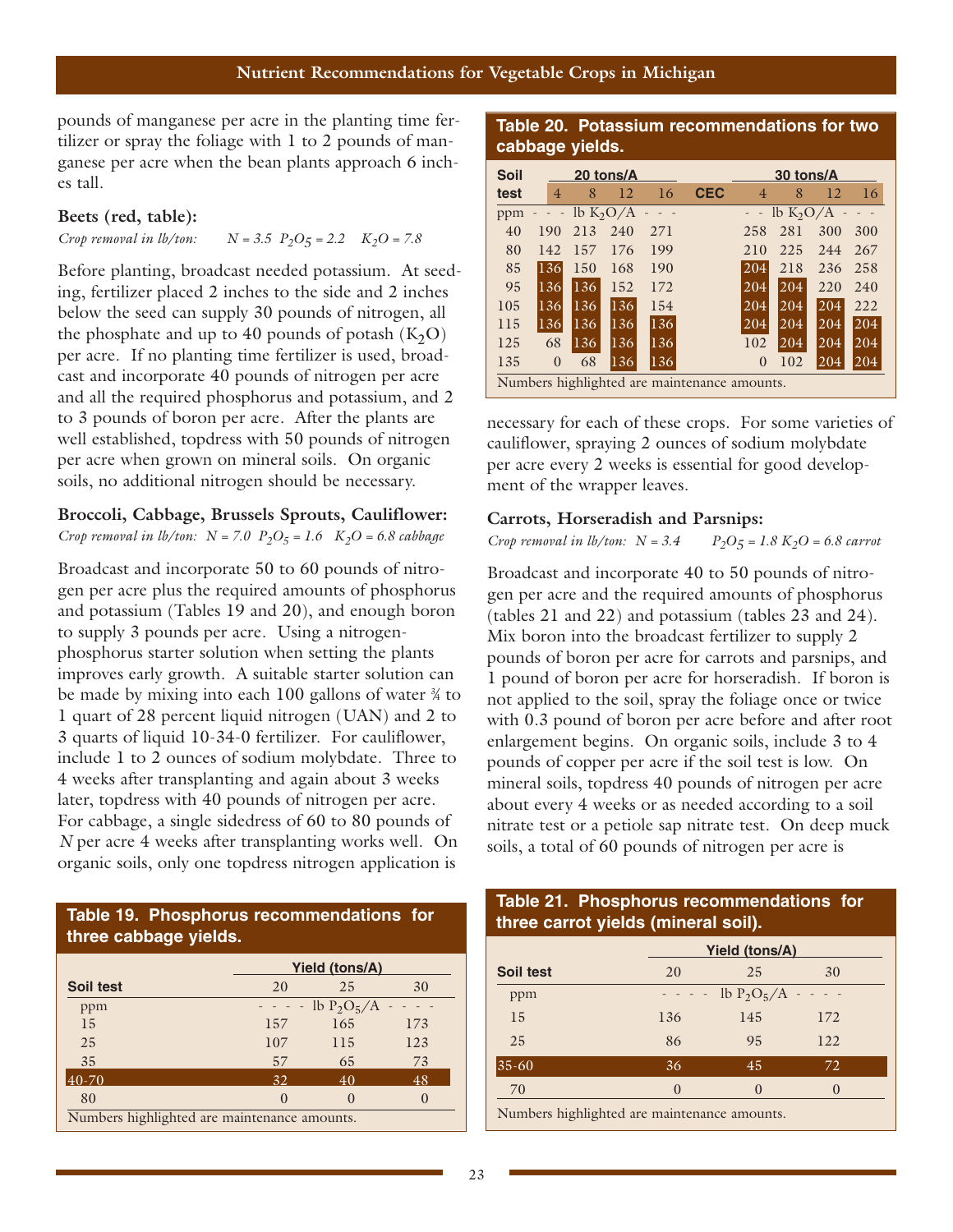pounds of manganese per acre in the planting time fertilizer or spray the foliage with 1 to 2 pounds of manganese per acre when the bean plants approach 6 inches tall.

### Beets (red, table):

*Crop removal in lb/ton:* $N = 3.5$ $P_2O_5 = 2.2$ $K_2O = 7.8$

Before planting, broadcast needed potassium. At seeding, fertilizer placed 2 inches to the side and 2 inches below the seed can supply 30 pounds of nitrogen, all the phosphate and up to 40 pounds of potash ($K_2O$) per acre. If no planting time fertilizer is used, broadcast and incorporate 40 pounds of nitrogen per acre and all the required phosphorus and potassium, and 2 to 3 pounds of boron per acre. After the plants are well established, topdress with 50 pounds of nitrogen per acre when grown on mineral soils. On organic soils, no additional nitrogen should be necessary.

### Broccoli, Cabbage, Brussels Sprouts, Cauliflower:

*Crop removal in lb/ton:* $N = 7.0$ $P_2O_5 = 1.6$ $K_2O = 6.8$ *cabbage*

Broadcast and incorporate 50 to 60 pounds of nitrogen per acre plus the required amounts of phosphorus and potassium (Tables 19 and 20), and enough boron to supply 3 pounds per acre. Using a nitrogen-phosphorus starter solution when setting the plants improves early growth. A suitable starter solution can be made by mixing into each 100 gallons of water ¾ to 1 quart of 28 percent liquid nitrogen (UAN) and 2 to 3 quarts of liquid 10-34-0 fertilizer. For cauliflower, include 1 to 2 ounces of sodium molybdate. Three to 4 weeks after transplanting and again about 3 weeks later, topdress with 40 pounds of nitrogen per acre. For cabbage, a single sidedress of 60 to 80 pounds of *N* per acre 4 weeks after transplanting works well. On organic soils, only one topdress nitrogen application is necessary for each of these crops. For some varieties of cauliflower, spraying 2 ounces of sodium molybdate per acre every 2 weeks is essential for good development of the wrapper leaves.

**Table 19. Phosphorus recommendations for three cabbage yields.**

| Soil test | Yield (tons/A) 20 | 25 | 30 |
|---|---|---|---|
| ppm | - - - - lb $P_2O_5$/A | - - - - | |
| 15 | 157 | 165 | 173 |
| 25 | 107 | 115 | 123 |
| 35 | 57 | 65 | 73 |
| 40-70 | 32 | 40 | 48 |
| 80 | 0 | 0 | 0 |

Numbers highlighted are maintenance amounts.

**Table 20. Potassium recommendations for two cabbage yields.**

| Soil test | 20 tons/A, CEC 4 | 8 | 12 | 16 | 30 tons/A, CEC 4 | 8 | 12 | 16 |
|---|---|---|---|---|---|---|---|---|
| ppm | - - - lb $K_2O$/A | | | - - - | - - lb $K_2O$/A | | | - - - |
| 40 | 190 | 213 | 240 | 271 | 258 | 281 | 300 | 300 |
| 80 | 142 | 157 | 176 | 199 | 210 | 225 | 244 | 267 |
| 85 | 136 | 150 | 168 | 190 | 204 | 218 | 236 | 258 |
| 95 | 136 | 136 | 152 | 172 | 204 | 204 | 220 | 240 |
| 105 | 136 | 136 | 136 | 154 | 204 | 204 | 204 | 222 |
| 115 | 136 | 136 | 136 | 136 | 204 | 204 | 204 | 204 |
| 125 | 68 | 136 | 136 | 136 | 102 | 204 | 204 | 204 |
| 135 | 0 | 68 | 136 | 136 | 0 | 102 | 204 | 204 |

Numbers highlighted are maintenance amounts.

### Carrots, Horseradish and Parsnips:

*Crop removal in lb/ton:* $N = 3.4$ $P_2O_5 = 1.8$ $K_2O = 6.8$ *carrot*

Broadcast and incorporate 40 to 50 pounds of nitrogen per acre and the required amounts of phosphorus (tables 21 and 22) and potassium (tables 23 and 24). Mix boron into the broadcast fertilizer to supply 2 pounds of boron per acre for carrots and parsnips, and 1 pound of boron per acre for horseradish. If boron is not applied to the soil, spray the foliage once or twice with 0.3 pound of boron per acre before and after root enlargement begins. On organic soils, include 3 to 4 pounds of copper per acre if the soil test is low. On mineral soils, topdress 40 pounds of nitrogen per acre about every 4 weeks or as needed according to a soil nitrate test or a petiole sap nitrate test. On deep muck soils, a total of 60 pounds of nitrogen per acre is

**Table 21. Phosphorus recommendations for three carrot yields (mineral soil).**

| Soil test | Yield (tons/A) 20 | 25 | 30 |
|---|---|---|---|
| ppm | - - - - lb $P_2O_5$/A | - - - - | |
| 15 | 136 | 145 | 172 |
| 25 | 86 | 95 | 122 |
| 35-60 | 36 | 45 | 72 |
| 70 | 0 | 0 | 0 |

Numbers highlighted are maintenance amounts.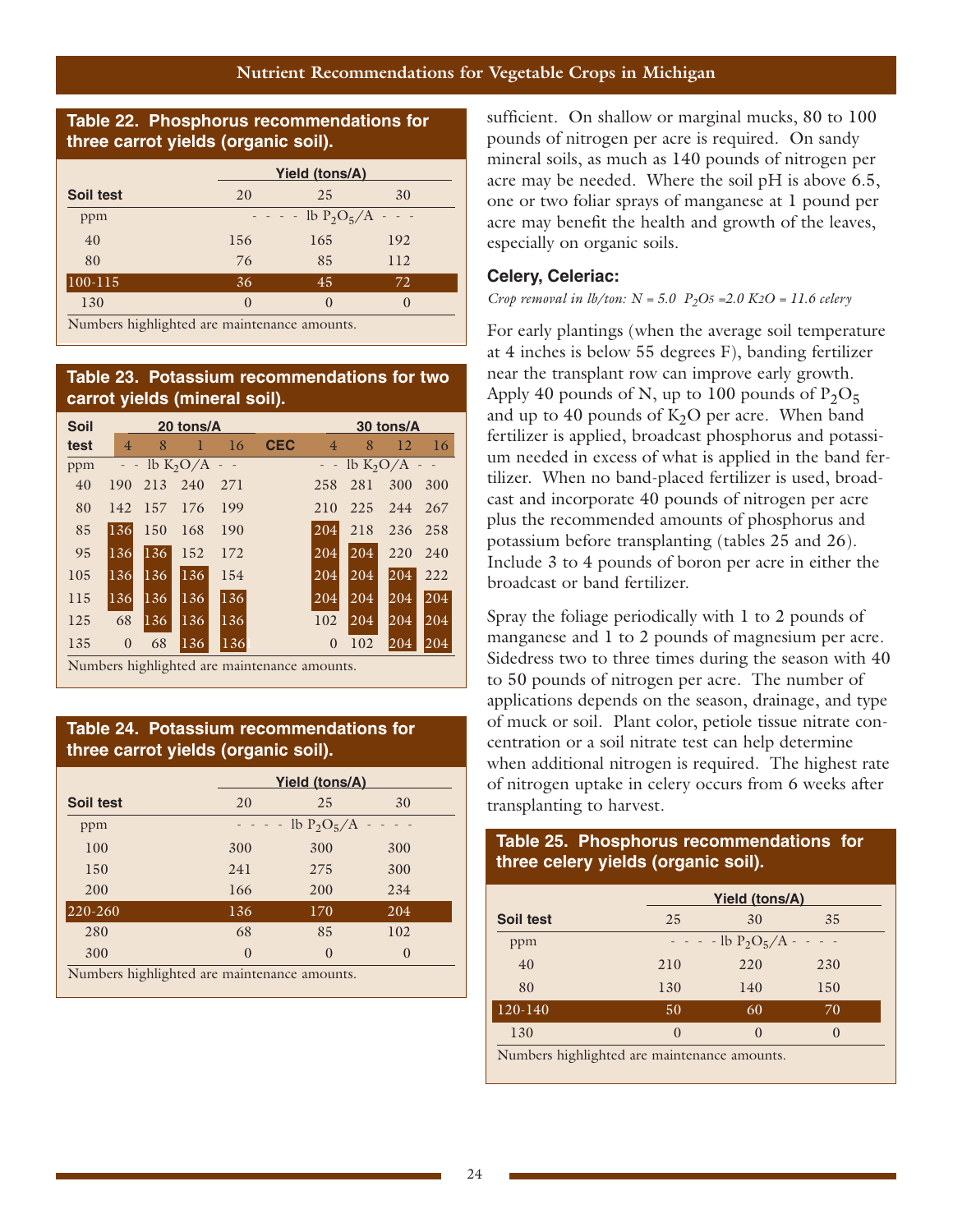**Table 22. Phosphorus recommendations for three carrot yields (organic soil).**

| Soil test | Yield (tons/A) | | |
|---|---|---|---|
| | 20 | 25 | 30 |
| ppm | - - - - lb $P_2O_5$/A - - - | | |
| 40 | 156 | 165 | 192 |
| 80 | 76 | 85 | 112 |
| 100-115 | 36 | 45 | 72 |
| 130 | 0 | 0 | 0 |

Numbers highlighted are maintenance amounts.

**Table 23. Potassium recommendations for two carrot yields (mineral soil).**

| Soil test | 20 tons/A | | | | CEC | 30 tons/A | | | |
|---|---|---|---|---|---|---|---|---|---|
| | 4 | 8 | 1 | 16 | | 4 | 8 | 12 | 16 |
| ppm | - - lb $K_2O$/A - - | | | | | - - lb $K_2O$/A - - | | | |
| 40 | 190 | 213 | 240 | 271 | | 258 | 281 | 300 | 300 |
| 80 | 142 | 157 | 176 | 199 | | 210 | 225 | 244 | 267 |
| 85 | 136 | 150 | 168 | 190 | | 204 | 218 | 236 | 258 |
| 95 | 136 | 136 | 152 | 172 | | 204 | 204 | 220 | 240 |
| 105 | 136 | 136 | 136 | 154 | | 204 | 204 | 204 | 222 |
| 115 | 136 | 136 | 136 | 136 | | 204 | 204 | 204 | 204 |
| 125 | 68 | 136 | 136 | 136 | | 102 | 204 | 204 | 204 |
| 135 | 0 | 68 | 136 | 136 | | 0 | 102 | 204 | 204 |

Numbers highlighted are maintenance amounts.

**Table 24. Potassium recommendations for three carrot yields (organic soil).**

| Soil test | Yield (tons/A) | | |
|---|---|---|---|
| | 20 | 25 | 30 |
| ppm | - - - - lb $P_2O_5$/A - - - - | | |
| 100 | 300 | 300 | 300 |
| 150 | 241 | 275 | 300 |
| 200 | 166 | 200 | 234 |
| 220-260 | 136 | 170 | 204 |
| 280 | 68 | 85 | 102 |
| 300 | 0 | 0 | 0 |

Numbers highlighted are maintenance amounts.

sufficient. On shallow or marginal mucks, 80 to 100 pounds of nitrogen per acre is required. On sandy mineral soils, as much as 140 pounds of nitrogen per acre may be needed. Where the soil pH is above 6.5, one or two foliar sprays of manganese at 1 pound per acre may benefit the health and growth of the leaves, especially on organic soils.

### Celery, Celeriac:

*Crop removal in lb/ton: N = 5.0 $P_2O_5$ =2.0 $K_2O$ = 11.6 celery*

For early plantings (when the average soil temperature at 4 inches is below 55 degrees F), banding fertilizer near the transplant row can improve early growth. Apply 40 pounds of N, up to 100 pounds of $P_2O_5$ and up to 40 pounds of $K_2O$ per acre. When band fertilizer is applied, broadcast phosphorus and potassium needed in excess of what is applied in the band fertilizer. When no band-placed fertilizer is used, broadcast and incorporate 40 pounds of nitrogen per acre plus the recommended amounts of phosphorus and potassium before transplanting (tables 25 and 26). Include 3 to 4 pounds of boron per acre in either the broadcast or band fertilizer.

Spray the foliage periodically with 1 to 2 pounds of manganese and 1 to 2 pounds of magnesium per acre. Sidedress two to three times during the season with 40 to 50 pounds of nitrogen per acre. The number of applications depends on the season, drainage, and type of muck or soil. Plant color, petiole tissue nitrate concentration or a soil nitrate test can help determine when additional nitrogen is required. The highest rate of nitrogen uptake in celery occurs from 6 weeks after transplanting to harvest.

**Table 25. Phosphorus recommendations for three celery yields (organic soil).**

| Soil test | Yield (tons/A) | | |
|---|---|---|---|
| | 25 | 30 | 35 |
| ppm | - - - - lb $P_2O_5$/A - - - - | | |
| 40 | 210 | 220 | 230 |
| 80 | 130 | 140 | 150 |
| 120-140 | 50 | 60 | 70 |
| 130 | 0 | 0 | 0 |

Numbers highlighted are maintenance amounts.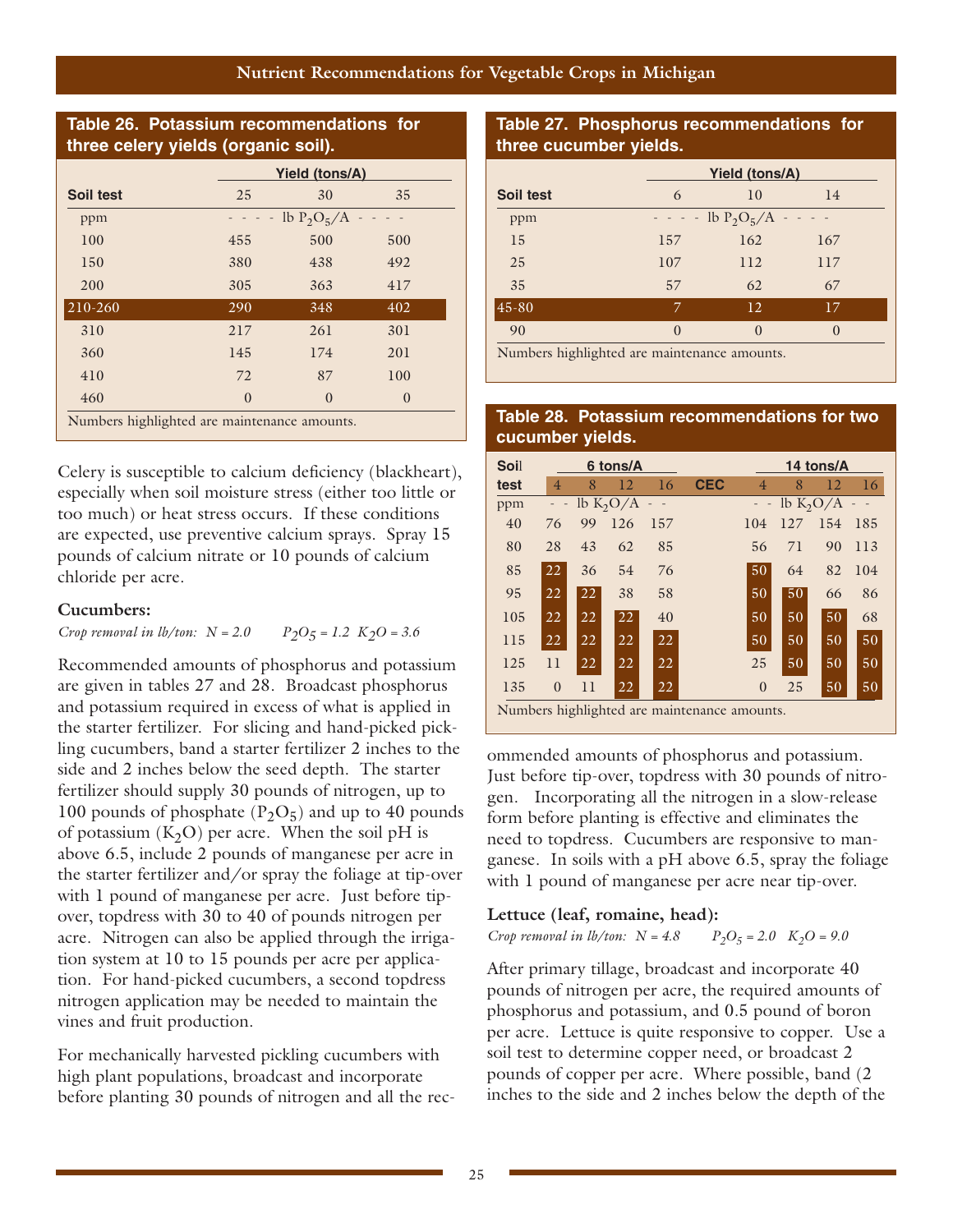**Table 26. Potassium recommendations for three celery yields (organic soil).**

| Soil test | Yield (tons/A) | | |
|---|---|---|---|
| | 25 | 30 | 35 |
| ppm | - - - - lb $P_2O_5$/A - - - - | | |
| 100 | 455 | 500 | 500 |
| 150 | 380 | 438 | 492 |
| 200 | 305 | 363 | 417 |
| 210-260 | 290 | 348 | 402 |
| 310 | 217 | 261 | 301 |
| 360 | 145 | 174 | 201 |
| 410 | 72 | 87 | 100 |
| 460 | 0 | 0 | 0 |

Numbers highlighted are maintenance amounts.

Celery is susceptible to calcium deficiency (blackheart), especially when soil moisture stress (either too little or too much) or heat stress occurs. If these conditions are expected, use preventive calcium sprays. Spray 15 pounds of calcium nitrate or 10 pounds of calcium chloride per acre.

### Cucumbers:

*Crop removal in lb/ton: N = 2.0 $P_2O_5$ = 1.2 $K_2O$ = 3.6*

Recommended amounts of phosphorus and potassium are given in tables 27 and 28. Broadcast phosphorus and potassium required in excess of what is applied in the starter fertilizer. For slicing and hand-picked pickling cucumbers, band a starter fertilizer 2 inches to the side and 2 inches below the seed depth. The starter fertilizer should supply 30 pounds of nitrogen, up to 100 pounds of phosphate ($P_2O_5$) and up to 40 pounds of potassium ($K_2O$) per acre. When the soil pH is above 6.5, include 2 pounds of manganese per acre in the starter fertilizer and/or spray the foliage at tip-over with 1 pound of manganese per acre. Just before tip-over, topdress with 30 to 40 of pounds nitrogen per acre. Nitrogen can also be applied through the irrigation system at 10 to 15 pounds per acre per application. For hand-picked cucumbers, a second topdress nitrogen application may be needed to maintain the vines and fruit production.

For mechanically harvested pickling cucumbers with high plant populations, broadcast and incorporate before planting 30 pounds of nitrogen and all the recommended amounts of phosphorus and potassium. Just before tip-over, topdress with 30 pounds of nitrogen. Incorporating all the nitrogen in a slow-release form before planting is effective and eliminates the need to topdress. Cucumbers are responsive to manganese. In soils with a pH above 6.5, spray the foliage with 1 pound of manganese per acre near tip-over.

**Table 27. Phosphorus recommendations for three cucumber yields.**

| Soil test | Yield (tons/A) | | |
|---|---|---|---|
| | 6 | 10 | 14 |
| ppm | - - - - lb $P_2O_5$/A - - - - | | |
| 15 | 157 | 162 | 167 |
| 25 | 107 | 112 | 117 |
| 35 | 57 | 62 | 67 |
| 45-80 | 7 | 12 | 17 |
| 90 | 0 | 0 | 0 |

Numbers highlighted are maintenance amounts.

**Table 28. Potassium recommendations for two cucumber yields.**

| Soil test | 6 tons/A | | | | CEC | 14 tons/A | | | |
|---|---|---|---|---|---|---|---|---|---|
| | 4 | 8 | 12 | 16 | | 4 | 8 | 12 | 16 |
| ppm | - - lb $K_2O$/A - - | | | | | - - lb $K_2O$/A - - | | | |
| 40 | 76 | 99 | 126 | 157 | | 104 | 127 | 154 | 185 |
| 80 | 28 | 43 | 62 | 85 | | 56 | 71 | 90 | 113 |
| 85 | 22 | 36 | 54 | 76 | | 50 | 64 | 82 | 104 |
| 95 | 22 | 22 | 38 | 58 | | 50 | 50 | 66 | 86 |
| 105 | 22 | 22 | 22 | 40 | | 50 | 50 | 50 | 68 |
| 115 | 22 | 22 | 22 | 22 | | 50 | 50 | 50 | 50 |
| 125 | 11 | 22 | 22 | 22 | | 25 | 50 | 50 | 50 |
| 135 | 0 | 11 | 22 | 22 | | 0 | 25 | 50 | 50 |

Numbers highlighted are maintenance amounts.

### Lettuce (leaf, romaine, head):

*Crop removal in lb/ton: N = 4.8 $P_2O_5$ = 2.0 $K_2O$ = 9.0*

After primary tillage, broadcast and incorporate 40 pounds of nitrogen per acre, the required amounts of phosphorus and potassium, and 0.5 pound of boron per acre. Lettuce is quite responsive to copper. Use a soil test to determine copper need, or broadcast 2 pounds of copper per acre. Where possible, band (2 inches to the side and 2 inches below the depth of the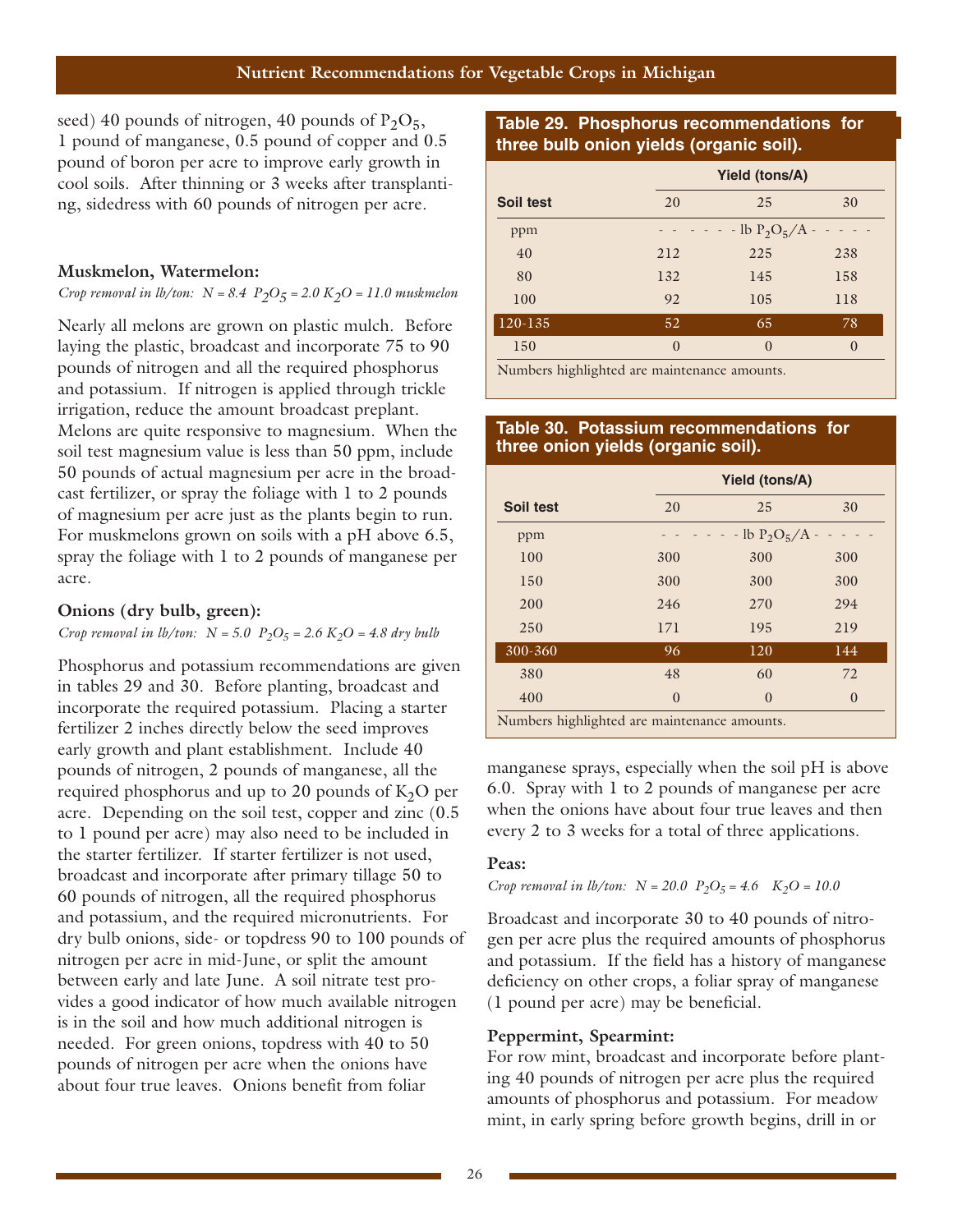seed) 40 pounds of nitrogen, 40 pounds of $P_2O_5$, 1 pound of manganese, 0.5 pound of copper and 0.5 pound of boron per acre to improve early growth in cool soils. After thinning or 3 weeks after transplanting, sidedress with 60 pounds of nitrogen per acre.

### Muskmelon, Watermelon:

*Crop removal in lb/ton: N = 8.4 $P_2O_5$ = 2.0 $K_2O$ = 11.0 muskmelon*

Nearly all melons are grown on plastic mulch. Before laying the plastic, broadcast and incorporate 75 to 90 pounds of nitrogen and all the required phosphorus and potassium. If nitrogen is applied through trickle irrigation, reduce the amount broadcast preplant. Melons are quite responsive to magnesium. When the soil test magnesium value is less than 50 ppm, include 50 pounds of actual magnesium per acre in the broadcast fertilizer, or spray the foliage with 1 to 2 pounds of magnesium per acre just as the plants begin to run. For muskmelons grown on soils with a pH above 6.5, spray the foliage with 1 to 2 pounds of manganese per acre.

### Onions (dry bulb, green):

*Crop removal in lb/ton: N = 5.0 $P_2O_5$ = 2.6 $K_2O$ = 4.8 dry bulb*

Phosphorus and potassium recommendations are given in tables 29 and 30. Before planting, broadcast and incorporate the required potassium. Placing a starter fertilizer 2 inches directly below the seed improves early growth and plant establishment. Include 40 pounds of nitrogen, 2 pounds of manganese, all the required phosphorus and up to 20 pounds of $K_2O$ per acre. Depending on the soil test, copper and zinc (0.5 to 1 pound per acre) may also need to be included in the starter fertilizer. If starter fertilizer is not used, broadcast and incorporate after primary tillage 50 to 60 pounds of nitrogen, all the required phosphorus and potassium, and the required micronutrients. For dry bulb onions, side- or topdress 90 to 100 pounds of nitrogen per acre in mid-June, or split the amount between early and late June. A soil nitrate test provides a good indicator of how much available nitrogen is in the soil and how much additional nitrogen is needed. For green onions, topdress with 40 to 50 pounds of nitrogen per acre when the onions have about four true leaves. Onions benefit from foliar manganese sprays, especially when the soil pH is above 6.0. Spray with 1 to 2 pounds of manganese per acre when the onions have about four true leaves and then every 2 to 3 weeks for a total of three applications.

**Table 29. Phosphorus recommendations for three bulb onion yields (organic soil).**

| Soil test | Yield (tons/A) | | |
|---|---|---|---|
| | 20 | 25 | 30 |
| ppm | lb $P_2O_5$/A | | |
| 40 | 212 | 225 | 238 |
| 80 | 132 | 145 | 158 |
| 100 | 92 | 105 | 118 |
| **120-135** | **52** | **65** | **78** |
| 150 | 0 | 0 | 0 |

Numbers highlighted are maintenance amounts.

**Table 30. Potassium recommendations for three onion yields (organic soil).**

| Soil test | Yield (tons/A) | | |
|---|---|---|---|
| | 20 | 25 | 30 |
| ppm | lb $P_2O_5$/A | | |
| 100 | 300 | 300 | 300 |
| 150 | 300 | 300 | 300 |
| 200 | 246 | 270 | 294 |
| 250 | 171 | 195 | 219 |
| **300-360** | **96** | **120** | **144** |
| 380 | 48 | 60 | 72 |
| 400 | 0 | 0 | 0 |

Numbers highlighted are maintenance amounts.

### Peas:

*Crop removal in lb/ton: N = 20.0 $P_2O_5$ = 4.6 $K_2O$ = 10.0*

Broadcast and incorporate 30 to 40 pounds of nitrogen per acre plus the required amounts of phosphorus and potassium. If the field has a history of manganese deficiency on other crops, a foliar spray of manganese (1 pound per acre) may be beneficial.

### Peppermint, Spearmint:

For row mint, broadcast and incorporate before planting 40 pounds of nitrogen per acre plus the required amounts of phosphorus and potassium. For meadow mint, in early spring before growth begins, drill in or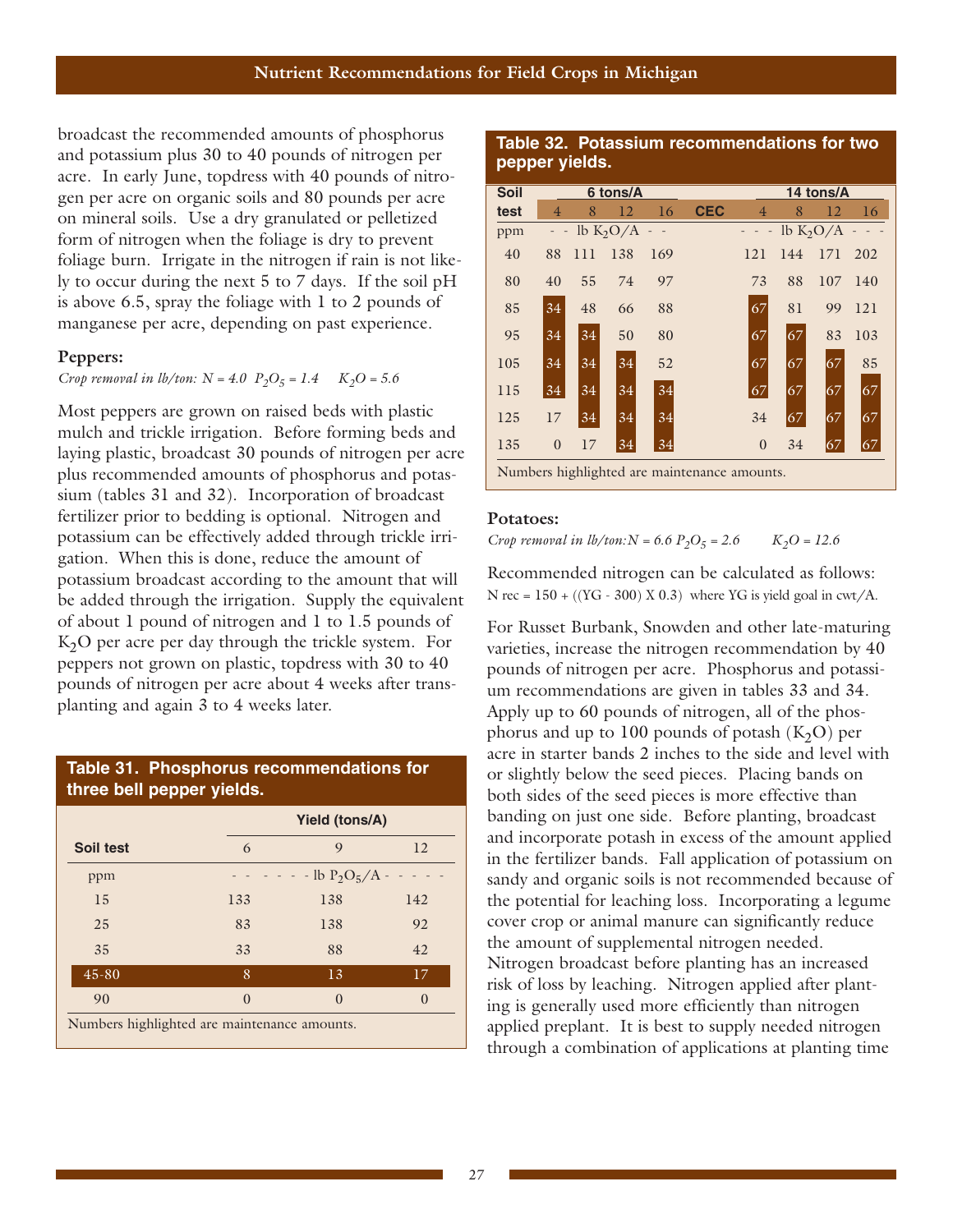broadcast the recommended amounts of phosphorus and potassium plus 30 to 40 pounds of nitrogen per acre. In early June, topdress with 40 pounds of nitrogen per acre on organic soils and 80 pounds per acre on mineral soils. Use a dry granulated or pelletized form of nitrogen when the foliage is dry to prevent foliage burn. Irrigate in the nitrogen if rain is not likely to occur during the next 5 to 7 days. If the soil pH is above 6.5, spray the foliage with 1 to 2 pounds of manganese per acre, depending on past experience.

### Peppers:

*Crop removal in lb/ton:* $N = 4.0$ $P_2O_5 = 1.4$ $K_2O = 5.6$

Most peppers are grown on raised beds with plastic mulch and trickle irrigation. Before forming beds and laying plastic, broadcast 30 pounds of nitrogen per acre plus recommended amounts of phosphorus and potassium (tables 31 and 32). Incorporation of broadcast fertilizer prior to bedding is optional. Nitrogen and potassium can be effectively added through trickle irrigation. When this is done, reduce the amount of potassium broadcast according to the amount that will be added through the irrigation. Supply the equivalent of about 1 pound of nitrogen and 1 to 1.5 pounds of $K_2O$ per acre per day through the trickle system. For peppers not grown on plastic, topdress with 30 to 40 pounds of nitrogen per acre about 4 weeks after transplanting and again 3 to 4 weeks later.

**Table 31. Phosphorus recommendations for three bell pepper yields.**

| Soil test | Yield (tons/A) 6 | 9 | 12 |
|---|---|---|---|
| ppm | lb $P_2O_5$/A | | |
| 15 | 133 | 138 | 142 |
| 25 | 83 | 138 | 92 |
| 35 | 33 | 88 | 42 |
| **45-80** | **8** | **13** | **17** |
| 90 | 0 | 0 | 0 |

Numbers highlighted are maintenance amounts.

**Table 32. Potassium recommendations for two pepper yields.**

| Soil test | 6 tons/A: CEC 4 | 8 | 12 | 16 | 14 tons/A: CEC 4 | 8 | 12 | 16 |
|---|---|---|---|---|---|---|---|---|
| ppm | lb $K_2O$/A | | | | lb $K_2O$/A | | | |
| 40 | 88 | 111 | 138 | 169 | 121 | 144 | 171 | 202 |
| 80 | 40 | 55 | 74 | 97 | 73 | 88 | 107 | 140 |
| 85 | **34** | 48 | 66 | 88 | **67** | 81 | 99 | 121 |
| 95 | **34** | **34** | 50 | 80 | **67** | **67** | 83 | 103 |
| 105 | **34** | **34** | **34** | 52 | **67** | **67** | **67** | 85 |
| 115 | **34** | **34** | **34** | **34** | **67** | **67** | **67** | **67** |
| 125 | 17 | **34** | **34** | **34** | 34 | **67** | **67** | **67** |
| 135 | 0 | 17 | **34** | **34** | 0 | 34 | **67** | **67** |

Numbers highlighted are maintenance amounts.

### Potatoes:

*Crop removal in lb/ton:* $N = 6.6$ $P_2O_5 = 2.6$ $K_2O = 12.6$

Recommended nitrogen can be calculated as follows:
N rec = 150 + ((YG - 300) X 0.3) where YG is yield goal in cwt/A.

For Russet Burbank, Snowden and other late-maturing varieties, increase the nitrogen recommendation by 40 pounds of nitrogen per acre. Phosphorus and potassium recommendations are given in tables 33 and 34. Apply up to 60 pounds of nitrogen, all of the phosphorus and up to 100 pounds of potash ($K_2O$) per acre in starter bands 2 inches to the side and level with or slightly below the seed pieces. Placing bands on both sides of the seed pieces is more effective than banding on just one side. Before planting, broadcast and incorporate potash in excess of the amount applied in the fertilizer bands. Fall application of potassium on sandy and organic soils is not recommended because of the potential for leaching loss. Incorporating a legume cover crop or animal manure can significantly reduce the amount of supplemental nitrogen needed. Nitrogen broadcast before planting has an increased risk of loss by leaching. Nitrogen applied after planting is generally used more efficiently than nitrogen applied preplant. It is best to supply needed nitrogen through a combination of applications at planting time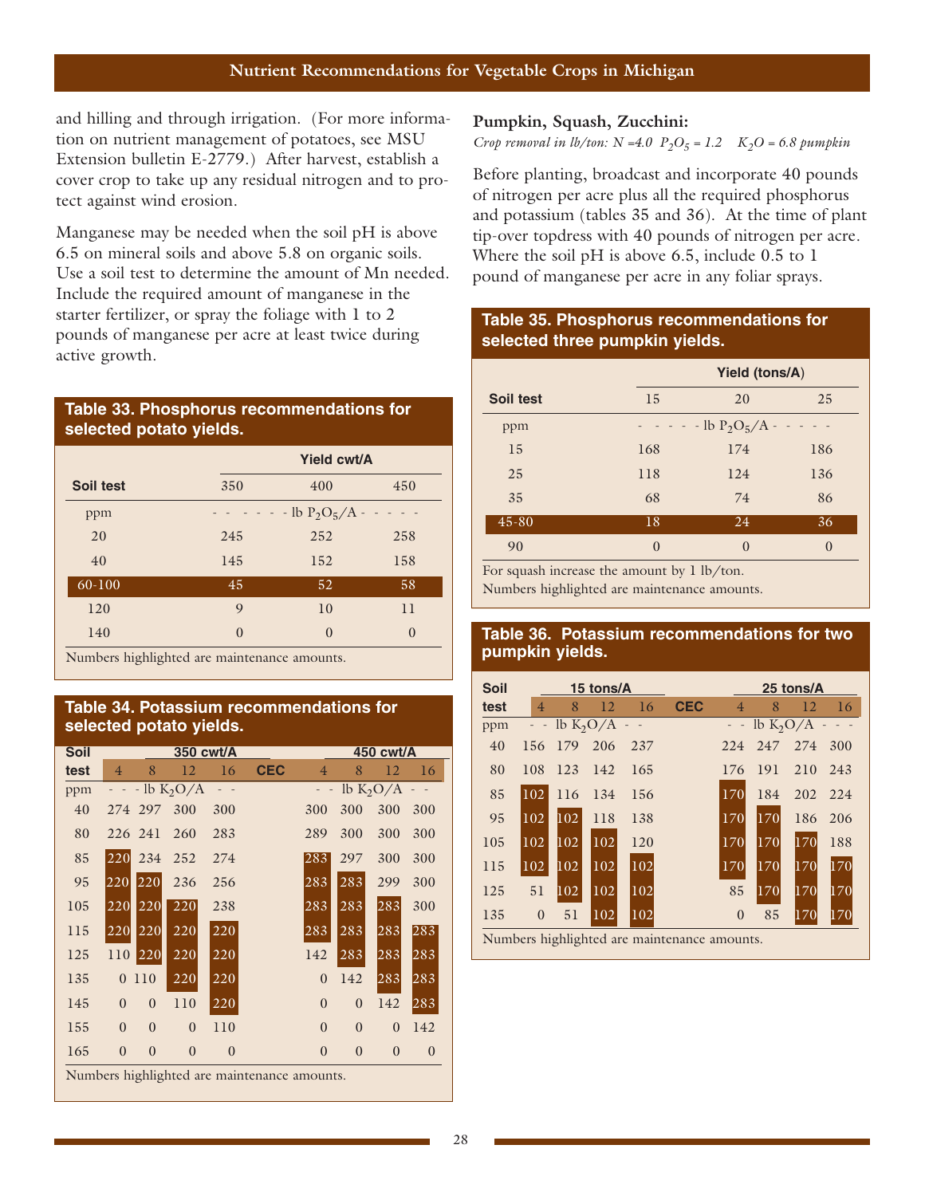and hilling and through irrigation. (For more information on nutrient management of potatoes, see MSU Extension bulletin E-2779.) After harvest, establish a cover crop to take up any residual nitrogen and to protect against wind erosion.

Manganese may be needed when the soil pH is above 6.5 on mineral soils and above 5.8 on organic soils. Use a soil test to determine the amount of Mn needed. Include the required amount of manganese in the starter fertilizer, or spray the foliage with 1 to 2 pounds of manganese per acre at least twice during active growth.

**Table 33. Phosphorus recommendations for selected potato yields.**

| Soil test | Yield cwt/A | | |
|---|---|---|---|
| | 350 | 400 | 450 |
| ppm | - - - - - - lb $P_2O_5$/A - - - - - | | |
| 20 | 245 | 252 | 258 |
| 40 | 145 | 152 | 158 |
| 60-100 | 45 | 52 | 58 |
| 120 | 9 | 10 | 11 |
| 140 | 0 | 0 | 0 |

Numbers highlighted are maintenance amounts.

**Table 34. Potassium recommendations for selected potato yields.**

| Soil test | 350 cwt/A | | | | | 450 cwt/A | | | |
|---|---|---|---|---|---|---|---|---|---|
| | 4 | 8 | 12 | 16 | CEC | 4 | 8 | 12 | 16 |
| ppm | - - - lb $K_2O$/A - - | | | | | - - lb $K_2O$/A - - | | | |
| 40 | 274 | 297 | 300 | 300 | | 300 | 300 | 300 | 300 |
| 80 | 226 | 241 | 260 | 283 | | 289 | 300 | 300 | 300 |
| 85 | 220 | 234 | 252 | 274 | | 283 | 297 | 300 | 300 |
| 95 | 220 | 220 | 236 | 256 | | 283 | 283 | 299 | 300 |
| 105 | 220 | 220 | 220 | 238 | | 283 | 283 | 283 | 300 |
| 115 | 220 | 220 | 220 | 220 | | 283 | 283 | 283 | 283 |
| 125 | 110 | 220 | 220 | 220 | | 142 | 283 | 283 | 283 |
| 135 | 0 | 110 | 220 | 220 | | 0 | 142 | 283 | 283 |
| 145 | 0 | 0 | 110 | 220 | | 0 | 0 | 142 | 283 |
| 155 | 0 | 0 | 0 | 110 | | 0 | 0 | 0 | 142 |
| 165 | 0 | 0 | 0 | 0 | | 0 | 0 | 0 | 0 |

Numbers highlighted are maintenance amounts.

**Pumpkin, Squash, Zucchini:**

*Crop removal in lb/ton: N =4.0 $P_2O_5$ = 1.2 $K_2O$ = 6.8 pumpkin*

Before planting, broadcast and incorporate 40 pounds of nitrogen per acre plus all the required phosphorus and potassium (tables 35 and 36). At the time of plant tip-over topdress with 40 pounds of nitrogen per acre. Where the soil pH is above 6.5, include 0.5 to 1 pound of manganese per acre in any foliar sprays.

**Table 35. Phosphorus recommendations for selected three pumpkin yields.**

| Soil test | Yield (tons/A) | | |
|---|---|---|---|
| | 15 | 20 | 25 |
| ppm | - - - - - lb $P_2O_5$/A - - - - - | | |
| 15 | 168 | 174 | 186 |
| 25 | 118 | 124 | 136 |
| 35 | 68 | 74 | 86 |
| 45-80 | 18 | 24 | 36 |
| 90 | 0 | 0 | 0 |

For squash increase the amount by 1 lb/ton.
Numbers highlighted are maintenance amounts.

**Table 36. Potassium recommendations for two pumpkin yields.**

| Soil test | 15 tons/A | | | | | 25 tons/A | | | |
|---|---|---|---|---|---|---|---|---|---|
| | 4 | 8 | 12 | 16 | CEC | 4 | 8 | 12 | 16 |
| ppm | - - lb $K_2O$/A - - | | | | | - - lb $K_2O$/A - - - | | | |
| 40 | 156 | 179 | 206 | 237 | | 224 | 247 | 274 | 300 |
| 80 | 108 | 123 | 142 | 165 | | 176 | 191 | 210 | 243 |
| 85 | 102 | 116 | 134 | 156 | | 170 | 184 | 202 | 224 |
| 95 | 102 | 102 | 118 | 138 | | 170 | 170 | 186 | 206 |
| 105 | 102 | 102 | 102 | 120 | | 170 | 170 | 170 | 188 |
| 115 | 102 | 102 | 102 | 102 | | 170 | 170 | 170 | 170 |
| 125 | 51 | 102 | 102 | 102 | | 85 | 170 | 170 | 170 |
| 135 | 0 | 51 | 102 | 102 | | 0 | 85 | 170 | 170 |

Numbers highlighted are maintenance amounts.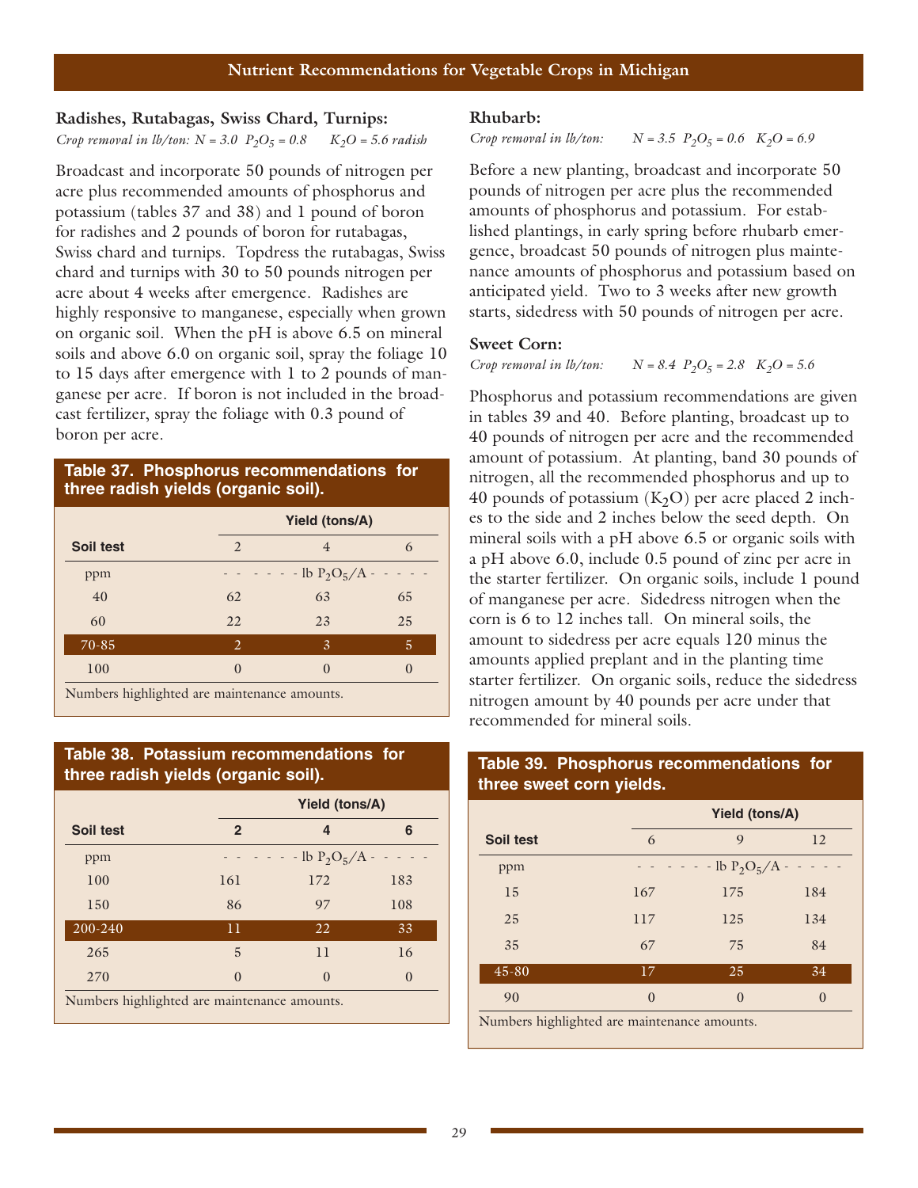### Radishes, Rutabagas, Swiss Chard, Turnips:

*Crop removal in lb/ton: N = 3.0 $P_2O_5$ = 0.8 $K_2O$ = 5.6 radish*

Broadcast and incorporate 50 pounds of nitrogen per acre plus recommended amounts of phosphorus and potassium (tables 37 and 38) and 1 pound of boron for radishes and 2 pounds of boron for rutabagas, Swiss chard and turnips. Topdress the rutabagas, Swiss chard and turnips with 30 to 50 pounds nitrogen per acre about 4 weeks after emergence. Radishes are highly responsive to manganese, especially when grown on organic soil. When the pH is above 6.5 on mineral soils and above 6.0 on organic soil, spray the foliage 10 to 15 days after emergence with 1 to 2 pounds of manganese per acre. If boron is not included in the broadcast fertilizer, spray the foliage with 0.3 pound of boron per acre.

**Table 37. Phosphorus recommendations for three radish yields (organic soil).**

| | Yield (tons/A) | | |
|---|---|---|---|
| **Soil test** | 2 | 4 | 6 |
| ppm | | lb $P_2O_5$/A | |
| 40 | 62 | 63 | 65 |
| 60 | 22 | 23 | 25 |
| 70-85 | 2 | 3 | 5 |
| 100 | 0 | 0 | 0 |

Numbers highlighted are maintenance amounts.

**Table 38. Potassium recommendations for three radish yields (organic soil).**

| | Yield (tons/A) | | |
|---|---|---|---|
| **Soil test** | **2** | **4** | **6** |
| ppm | | lb $P_2O_5$/A | |
| 100 | 161 | 172 | 183 |
| 150 | 86 | 97 | 108 |
| 200-240 | 11 | 22 | 33 |
| 265 | 5 | 11 | 16 |
| 270 | 0 | 0 | 0 |

Numbers highlighted are maintenance amounts.

### Rhubarb:

*Crop removal in lb/ton: N = 3.5 $P_2O_5$ = 0.6 $K_2O$ = 6.9*

Before a new planting, broadcast and incorporate 50 pounds of nitrogen per acre plus the recommended amounts of phosphorus and potassium. For established plantings, in early spring before rhubarb emergence, broadcast 50 pounds of nitrogen plus maintenance amounts of phosphorus and potassium based on anticipated yield. Two to 3 weeks after new growth starts, sidedress with 50 pounds of nitrogen per acre.

### Sweet Corn:

*Crop removal in lb/ton: N = 8.4 $P_2O_5$ = 2.8 $K_2O$ = 5.6*

Phosphorus and potassium recommendations are given in tables 39 and 40. Before planting, broadcast up to 40 pounds of nitrogen per acre and the recommended amount of potassium. At planting, band 30 pounds of nitrogen, all the recommended phosphorus and up to 40 pounds of potassium ($K_2O$) per acre placed 2 inches to the side and 2 inches below the seed depth. On mineral soils with a pH above 6.5 or organic soils with a pH above 6.0, include 0.5 pound of zinc per acre in the starter fertilizer. On organic soils, include 1 pound of manganese per acre. Sidedress nitrogen when the corn is 6 to 12 inches tall. On mineral soils, the amount to sidedress per acre equals 120 minus the amounts applied preplant and in the planting time starter fertilizer. On organic soils, reduce the sidedress nitrogen amount by 40 pounds per acre under that recommended for mineral soils.

**Table 39. Phosphorus recommendations for three sweet corn yields.**

| | Yield (tons/A) | | |
|---|---|---|---|
| **Soil test** | 6 | 9 | 12 |
| ppm | | lb $P_2O_5$/A | |
| 15 | 167 | 175 | 184 |
| 25 | 117 | 125 | 134 |
| 35 | 67 | 75 | 84 |
| 45-80 | 17 | 25 | 34 |
| 90 | 0 | 0 | 0 |

Numbers highlighted are maintenance amounts.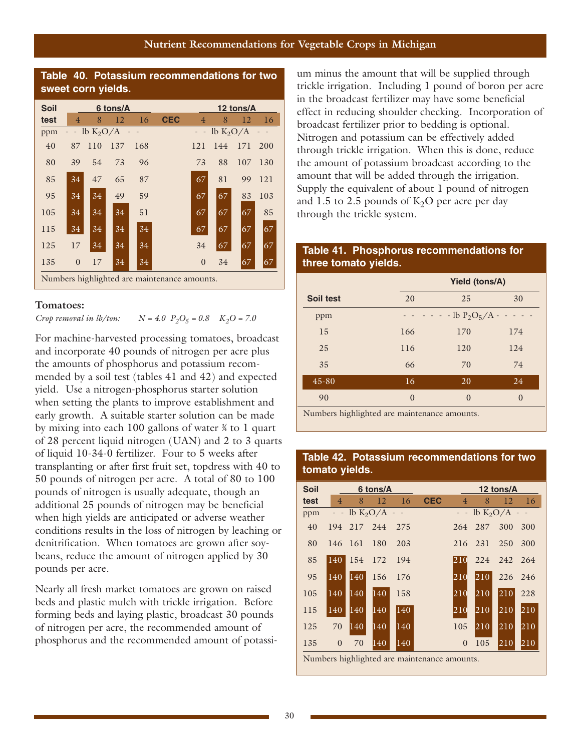**Table 40. Potassium recommendations for two sweet corn yields.**

| Soil test | 6 tons/A | | | | CEC | 12 tons/A | | | |
|---|---|---|---|---|---|---|---|---|---|
| | 4 | 8 | 12 | 16 | | 4 | 8 | 12 | 16 |
| ppm | - - lb $K_2O$/A - - | | | | | - - lb $K_2O$/A - - | | | |
| 40 | 87 | 110 | 137 | 168 | | 121 | 144 | 171 | 200 |
| 80 | 39 | 54 | 73 | 96 | | 73 | 88 | 107 | 130 |
| 85 | 34 | 47 | 65 | 87 | | 67 | 81 | 99 | 121 |
| 95 | 34 | 34 | 49 | 59 | | 67 | 67 | 83 | 103 |
| 105 | 34 | 34 | 34 | 51 | | 67 | 67 | 67 | 85 |
| 115 | 34 | 34 | 34 | 34 | | 67 | 67 | 67 | 67 |
| 125 | 17 | 34 | 34 | 34 | | 34 | 67 | 67 | 67 |
| 135 | 0 | 17 | 34 | 34 | | 0 | 34 | 67 | 67 |

Numbers highlighted are maintenance amounts.

### Tomatoes:

*Crop removal in lb/ton:* $N = 4.0$ $P_2O_5 = 0.8$ $K_2O = 7.0$

For machine-harvested processing tomatoes, broadcast and incorporate 40 pounds of nitrogen per acre plus the amounts of phosphorus and potassium recommended by a soil test (tables 41 and 42) and expected yield. Use a nitrogen-phosphorus starter solution when setting the plants to improve establishment and early growth. A suitable starter solution can be made by mixing into each 100 gallons of water ¾ to 1 quart of 28 percent liquid nitrogen (UAN) and 2 to 3 quarts of liquid 10-34-0 fertilizer. Four to 5 weeks after transplanting or after first fruit set, topdress with 40 to 50 pounds of nitrogen per acre. A total of 80 to 100 pounds of nitrogen is usually adequate, though an additional 25 pounds of nitrogen may be beneficial when high yields are anticipated or adverse weather conditions results in the loss of nitrogen by leaching or denitrification. When tomatoes are grown after soybeans, reduce the amount of nitrogen applied by 30 pounds per acre.

Nearly all fresh market tomatoes are grown on raised beds and plastic mulch with trickle irrigation. Before forming beds and laying plastic, broadcast 30 pounds of nitrogen per acre, the recommended amount of phosphorus and the recommended amount of potassium minus the amount that will be supplied through trickle irrigation. Including 1 pound of boron per acre in the broadcast fertilizer may have some beneficial effect in reducing shoulder checking. Incorporation of broadcast fertilizer prior to bedding is optional. Nitrogen and potassium can be effectively added through trickle irrigation. When this is done, reduce the amount of potassium broadcast according to the amount that will be added through the irrigation. Supply the equivalent of about 1 pound of nitrogen and 1.5 to 2.5 pounds of $K_2O$ per acre per day through the trickle system.

**Table 41. Phosphorus recommendations for three tomato yields.**

| Soil test | Yield (tons/A) | | |
|---|---|---|---|
| | 20 | 25 | 30 |
| ppm | - - - - - - lb $P_2O_5$/A - - - - - | | |
| 15 | 166 | 170 | 174 |
| 25 | 116 | 120 | 124 |
| 35 | 66 | 70 | 74 |
| 45-80 | 16 | 20 | 24 |
| 90 | 0 | 0 | 0 |

Numbers highlighted are maintenance amounts.

**Table 42. Potassium recommendations for two tomato yields.**

| Soil test | 6 tons/A | | | | CEC | 12 tons/A | | | |
|---|---|---|---|---|---|---|---|---|---|
| | 4 | 8 | 12 | 16 | | 4 | 8 | 12 | 16 |
| ppm | - - lb $K_2O$/A - - | | | | | - - lb $K_2O$/A - - | | | |
| 40 | 194 | 217 | 244 | 275 | | 264 | 287 | 300 | 300 |
| 80 | 146 | 161 | 180 | 203 | | 216 | 231 | 250 | 300 |
| 85 | 140 | 154 | 172 | 194 | | 210 | 224 | 242 | 264 |
| 95 | 140 | 140 | 156 | 176 | | 210 | 210 | 226 | 246 |
| 105 | 140 | 140 | 140 | 158 | | 210 | 210 | 210 | 228 |
| 115 | 140 | 140 | 140 | 140 | | 210 | 210 | 210 | 210 |
| 125 | 70 | 140 | 140 | 140 | | 105 | 210 | 210 | 210 |
| 135 | 0 | 70 | 140 | 140 | | 0 | 105 | 210 | 210 |

Numbers highlighted are maintenance amounts.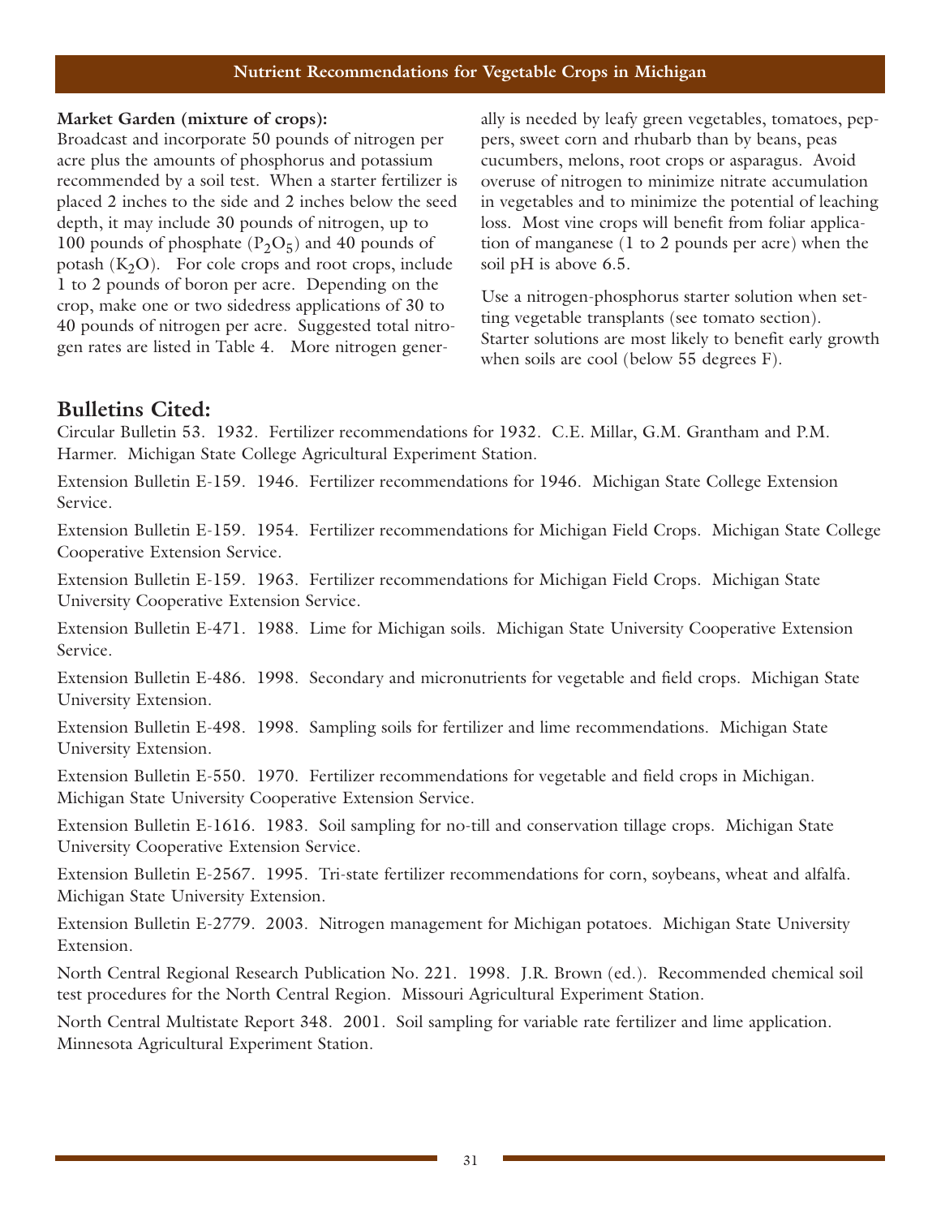## Nutrient Recommendations for Vegetable Crops in Michigan

**Market Garden (mixture of crops):**
Broadcast and incorporate 50 pounds of nitrogen per acre plus the amounts of phosphorus and potassium recommended by a soil test. When a starter fertilizer is placed 2 inches to the side and 2 inches below the seed depth, it may include 30 pounds of nitrogen, up to 100 pounds of phosphate ($P_2O_5$) and 40 pounds of potash ($K_2O$). For cole crops and root crops, include 1 to 2 pounds of boron per acre. Depending on the crop, make one or two sidedress applications of 30 to 40 pounds of nitrogen per acre. Suggested total nitrogen rates are listed in Table 4. More nitrogen generally is needed by leafy green vegetables, tomatoes, peppers, sweet corn and rhubarb than by beans, peas cucumbers, melons, root crops or asparagus. Avoid overuse of nitrogen to minimize nitrate accumulation in vegetables and to minimize the potential of leaching loss. Most vine crops will benefit from foliar application of manganese (1 to 2 pounds per acre) when the soil pH is above 6.5.

Use a nitrogen-phosphorus starter solution when setting vegetable transplants (see tomato section). Starter solutions are most likely to benefit early growth when soils are cool (below 55 degrees F).

## Bulletins Cited:

Circular Bulletin 53. 1932. Fertilizer recommendations for 1932. C.E. Millar, G.M. Grantham and P.M. Harmer. Michigan State College Agricultural Experiment Station.

Extension Bulletin E-159. 1946. Fertilizer recommendations for 1946. Michigan State College Extension Service.

Extension Bulletin E-159. 1954. Fertilizer recommendations for Michigan Field Crops. Michigan State College Cooperative Extension Service.

Extension Bulletin E-159. 1963. Fertilizer recommendations for Michigan Field Crops. Michigan State University Cooperative Extension Service.

Extension Bulletin E-471. 1988. Lime for Michigan soils. Michigan State University Cooperative Extension Service.

Extension Bulletin E-486. 1998. Secondary and micronutrients for vegetable and field crops. Michigan State University Extension.

Extension Bulletin E-498. 1998. Sampling soils for fertilizer and lime recommendations. Michigan State University Extension.

Extension Bulletin E-550. 1970. Fertilizer recommendations for vegetable and field crops in Michigan. Michigan State University Cooperative Extension Service.

Extension Bulletin E-1616. 1983. Soil sampling for no-till and conservation tillage crops. Michigan State University Cooperative Extension Service.

Extension Bulletin E-2567. 1995. Tri-state fertilizer recommendations for corn, soybeans, wheat and alfalfa. Michigan State University Extension.

Extension Bulletin E-2779. 2003. Nitrogen management for Michigan potatoes. Michigan State University Extension.

North Central Regional Research Publication No. 221. 1998. J.R. Brown (ed.). Recommended chemical soil test procedures for the North Central Region. Missouri Agricultural Experiment Station.

North Central Multistate Report 348. 2001. Soil sampling for variable rate fertilizer and lime application. Minnesota Agricultural Experiment Station.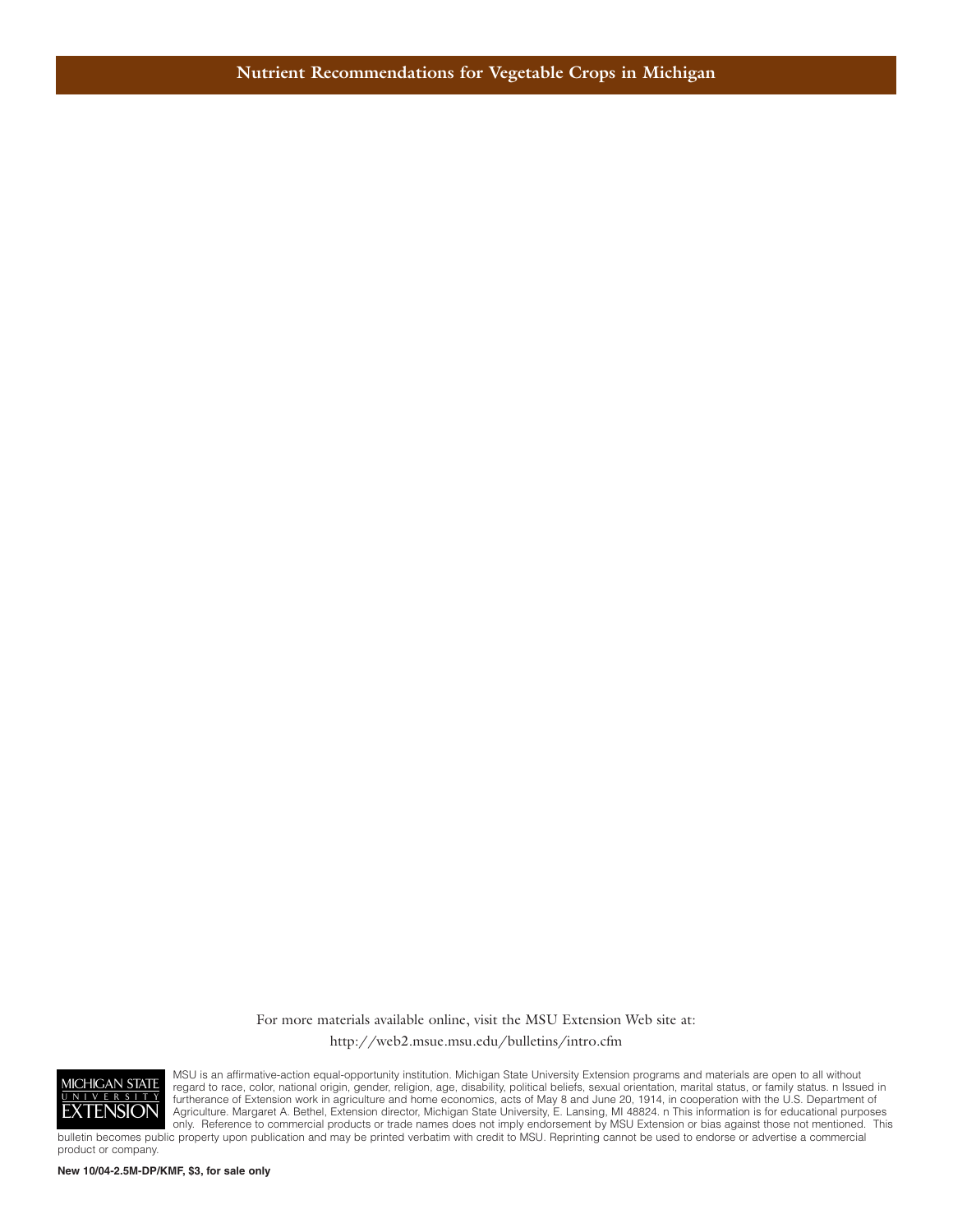For more materials available online, visit the MSU Extension Web site at:

http://web2.msue.msu.edu/bulletins/intro.cfm

MICHIGAN STATE UNIVERSITY EXTENSION

MSU is an affirmative-action equal-opportunity institution. Michigan State University Extension programs and materials are open to all without regard to race, color, national origin, gender, religion, age, disability, political beliefs, sexual orientation, marital status, or family status. n Issued in furtherance of Extension work in agriculture and home economics, acts of May 8 and June 20, 1914, in cooperation with the U.S. Department of Agriculture. Margaret A. Bethel, Extension director, Michigan State University, E. Lansing, MI 48824. n This information is for educational purposes only. Reference to commercial products or trade names does not imply endorsement by MSU Extension or bias against those not mentioned. This bulletin becomes public property upon publication and may be printed verbatim with credit to MSU. Reprinting cannot be used to endorse or advertise a commercial product or company.

**New 10/04-2.5M-DP/KMF, $3, for sale only**